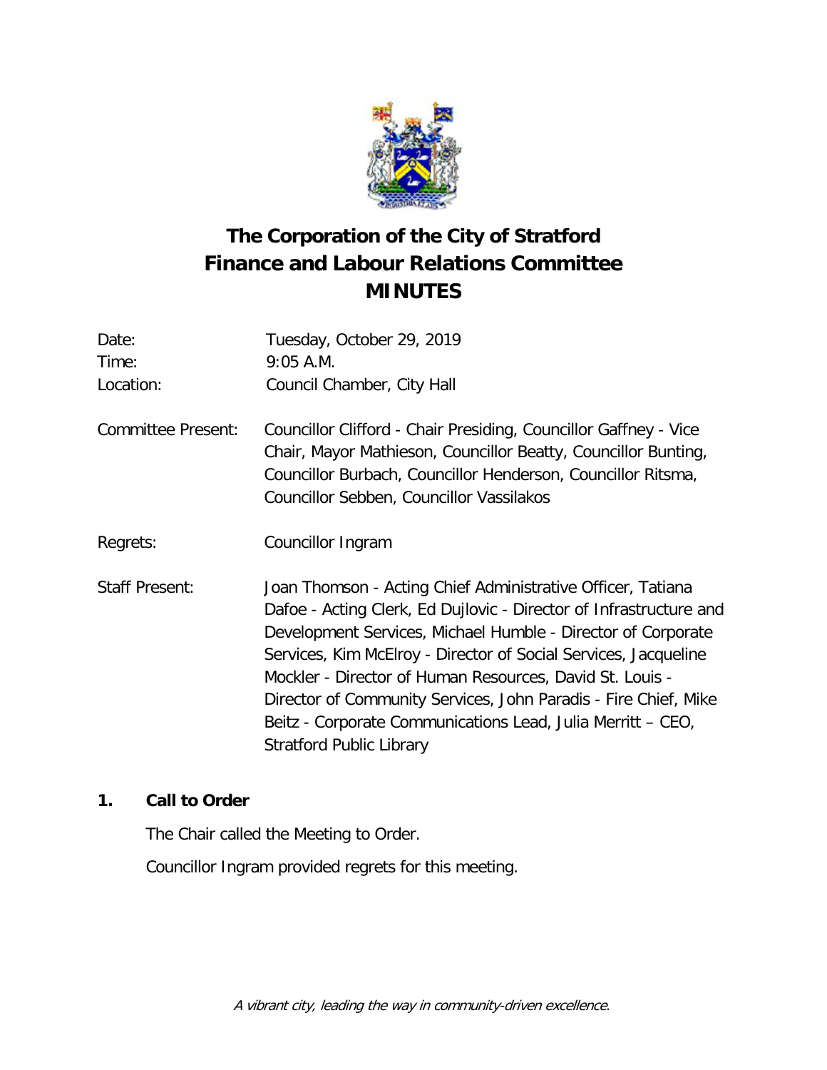# The Corporation of the City of Stratford
# Finance and Labour Relations Committee
# MINUTES

Date: Tuesday, October 29, 2019
Time: 9:05 A.M.
Location: Council Chamber, City Hall

Committee Present: Councillor Clifford - Chair Presiding, Councillor Gaffney - Vice Chair, Mayor Mathieson, Councillor Beatty, Councillor Bunting, Councillor Burbach, Councillor Henderson, Councillor Ritsma, Councillor Sebben, Councillor Vassilakos

Regrets: Councillor Ingram

Staff Present: Joan Thomson - Acting Chief Administrative Officer, Tatiana Dafoe - Acting Clerk, Ed Dujlovic - Director of Infrastructure and Development Services, Michael Humble - Director of Corporate Services, Kim McElroy - Director of Social Services, Jacqueline Mockler - Director of Human Resources, David St. Louis - Director of Community Services, John Paradis - Fire Chief, Mike Beitz - Corporate Communications Lead, Julia Merritt – CEO, Stratford Public Library

## 1. Call to Order

The Chair called the Meeting to Order.

Councillor Ingram provided regrets for this meeting.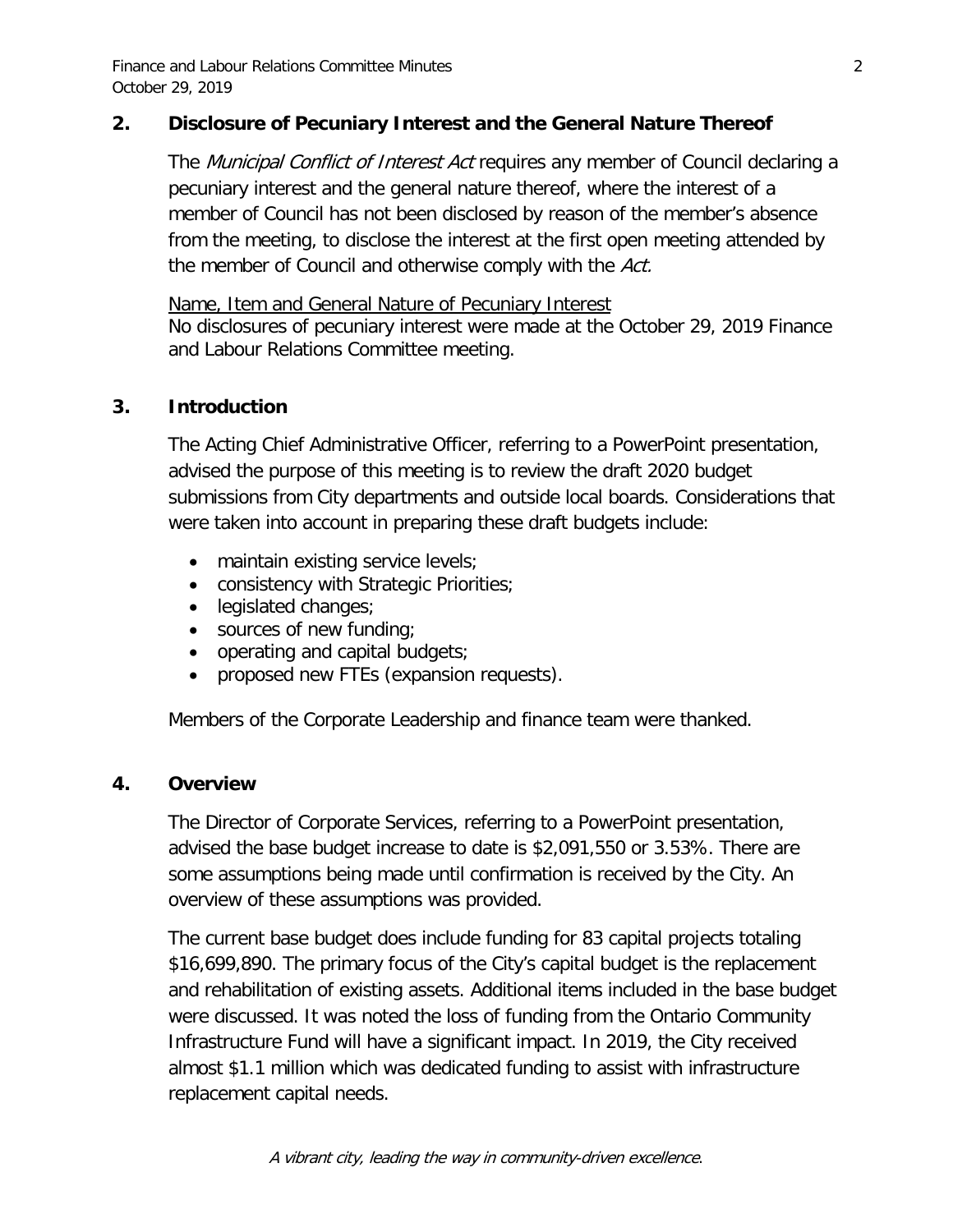## 2. Disclosure of Pecuniary Interest and the General Nature Thereof

The *Municipal Conflict of Interest Act* requires any member of Council declaring a pecuniary interest and the general nature thereof, where the interest of a member of Council has not been disclosed by reason of the member's absence from the meeting, to disclose the interest at the first open meeting attended by the member of Council and otherwise comply with the *Act.*

Name, Item and General Nature of Pecuniary Interest
No disclosures of pecuniary interest were made at the October 29, 2019 Finance and Labour Relations Committee meeting.

## 3. Introduction

The Acting Chief Administrative Officer, referring to a PowerPoint presentation, advised the purpose of this meeting is to review the draft 2020 budget submissions from City departments and outside local boards. Considerations that were taken into account in preparing these draft budgets include:

- maintain existing service levels;
- consistency with Strategic Priorities;
- legislated changes;
- sources of new funding;
- operating and capital budgets;
- proposed new FTEs (expansion requests).

Members of the Corporate Leadership and finance team were thanked.

## 4. Overview

The Director of Corporate Services, referring to a PowerPoint presentation, advised the base budget increase to date is $2,091,550 or 3.53%. There are some assumptions being made until confirmation is received by the City. An overview of these assumptions was provided.

The current base budget does include funding for 83 capital projects totaling $16,699,890. The primary focus of the City's capital budget is the replacement and rehabilitation of existing assets. Additional items included in the base budget were discussed. It was noted the loss of funding from the Ontario Community Infrastructure Fund will have a significant impact. In 2019, the City received almost $1.1 million which was dedicated funding to assist with infrastructure replacement capital needs.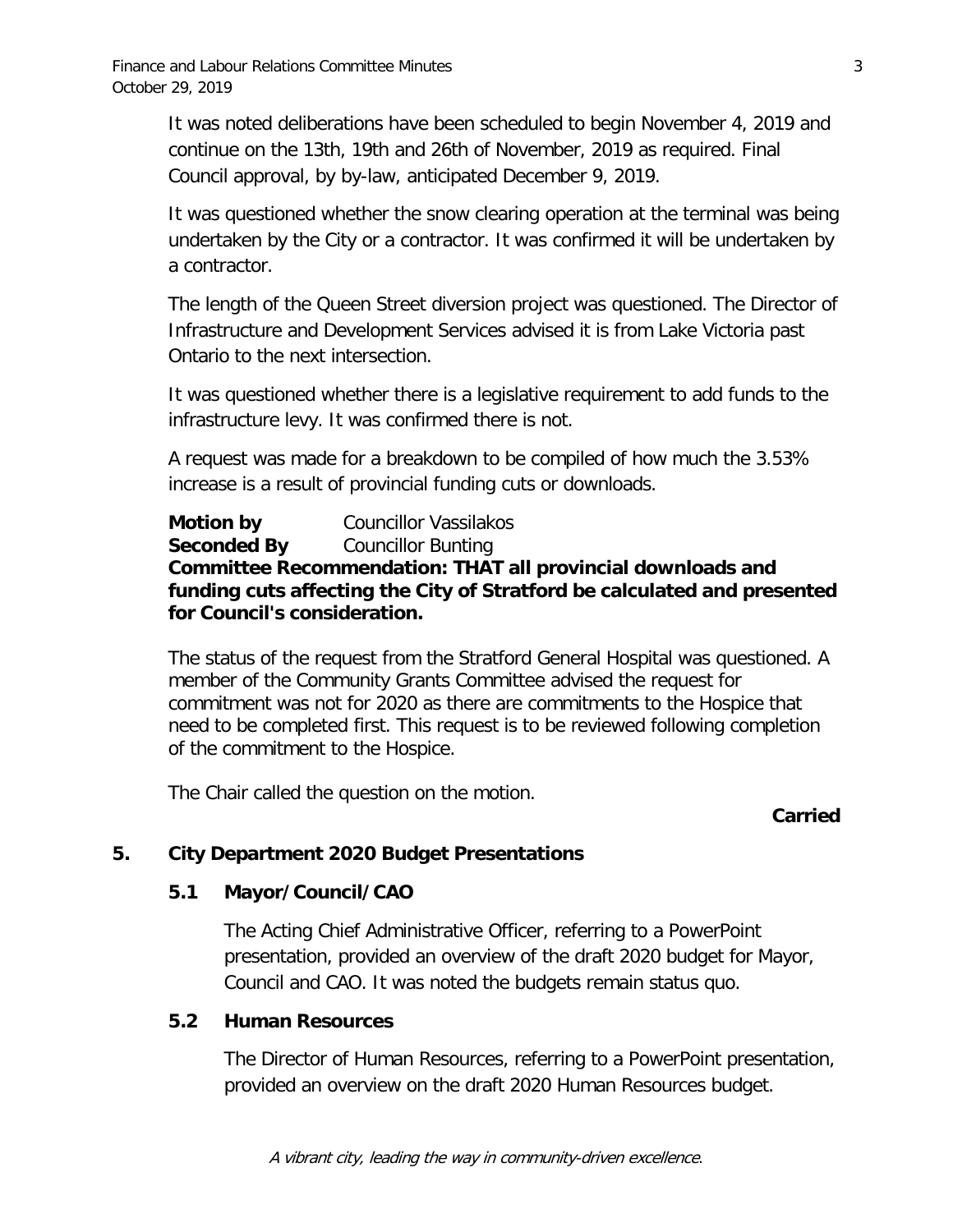It was noted deliberations have been scheduled to begin November 4, 2019 and continue on the 13th, 19th and 26th of November, 2019 as required. Final Council approval, by by-law, anticipated December 9, 2019.

It was questioned whether the snow clearing operation at the terminal was being undertaken by the City or a contractor. It was confirmed it will be undertaken by a contractor.

The length of the Queen Street diversion project was questioned. The Director of Infrastructure and Development Services advised it is from Lake Victoria past Ontario to the next intersection.

It was questioned whether there is a legislative requirement to add funds to the infrastructure levy. It was confirmed there is not.

A request was made for a breakdown to be compiled of how much the 3.53% increase is a result of provincial funding cuts or downloads.

**Motion by** Councillor Vassilakos
**Seconded By** Councillor Bunting
**Committee Recommendation: THAT all provincial downloads and funding cuts affecting the City of Stratford be calculated and presented for Council's consideration.**

The status of the request from the Stratford General Hospital was questioned. A member of the Community Grants Committee advised the request for commitment was not for 2020 as there are commitments to the Hospice that need to be completed first. This request is to be reviewed following completion of the commitment to the Hospice.

The Chair called the question on the motion.

**Carried**

## 5. City Department 2020 Budget Presentations

### 5.1 Mayor/Council/CAO

The Acting Chief Administrative Officer, referring to a PowerPoint presentation, provided an overview of the draft 2020 budget for Mayor, Council and CAO. It was noted the budgets remain status quo.

### 5.2 Human Resources

The Director of Human Resources, referring to a PowerPoint presentation, provided an overview on the draft 2020 Human Resources budget.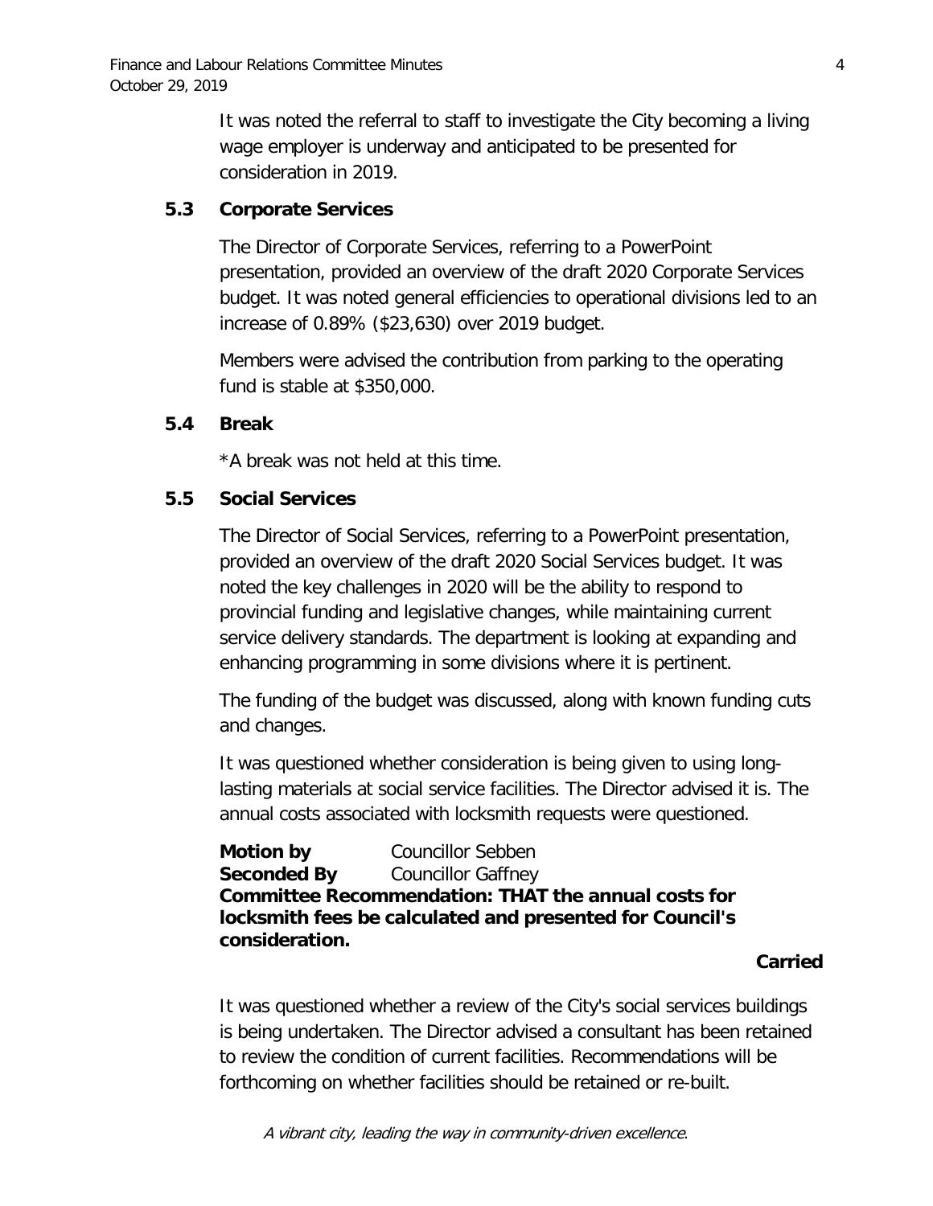It was noted the referral to staff to investigate the City becoming a living wage employer is underway and anticipated to be presented for consideration in 2019.

### 5.3 Corporate Services

The Director of Corporate Services, referring to a PowerPoint presentation, provided an overview of the draft 2020 Corporate Services budget. It was noted general efficiencies to operational divisions led to an increase of 0.89% ($23,630) over 2019 budget.

Members were advised the contribution from parking to the operating fund is stable at $350,000.

### 5.4 Break

*A break was not held at this time.

### 5.5 Social Services

The Director of Social Services, referring to a PowerPoint presentation, provided an overview of the draft 2020 Social Services budget. It was noted the key challenges in 2020 will be the ability to respond to provincial funding and legislative changes, while maintaining current service delivery standards. The department is looking at expanding and enhancing programming in some divisions where it is pertinent.

The funding of the budget was discussed, along with known funding cuts and changes.

It was questioned whether consideration is being given to using long-lasting materials at social service facilities. The Director advised it is. The annual costs associated with locksmith requests were questioned.

**Motion by** Councillor Sebben
**Seconded By** Councillor Gaffney
**Committee Recommendation: THAT the annual costs for locksmith fees be calculated and presented for Council's consideration.**

**Carried**

It was questioned whether a review of the City's social services buildings is being undertaken. The Director advised a consultant has been retained to review the condition of current facilities. Recommendations will be forthcoming on whether facilities should be retained or re-built.

*A vibrant city, leading the way in community-driven excellence.*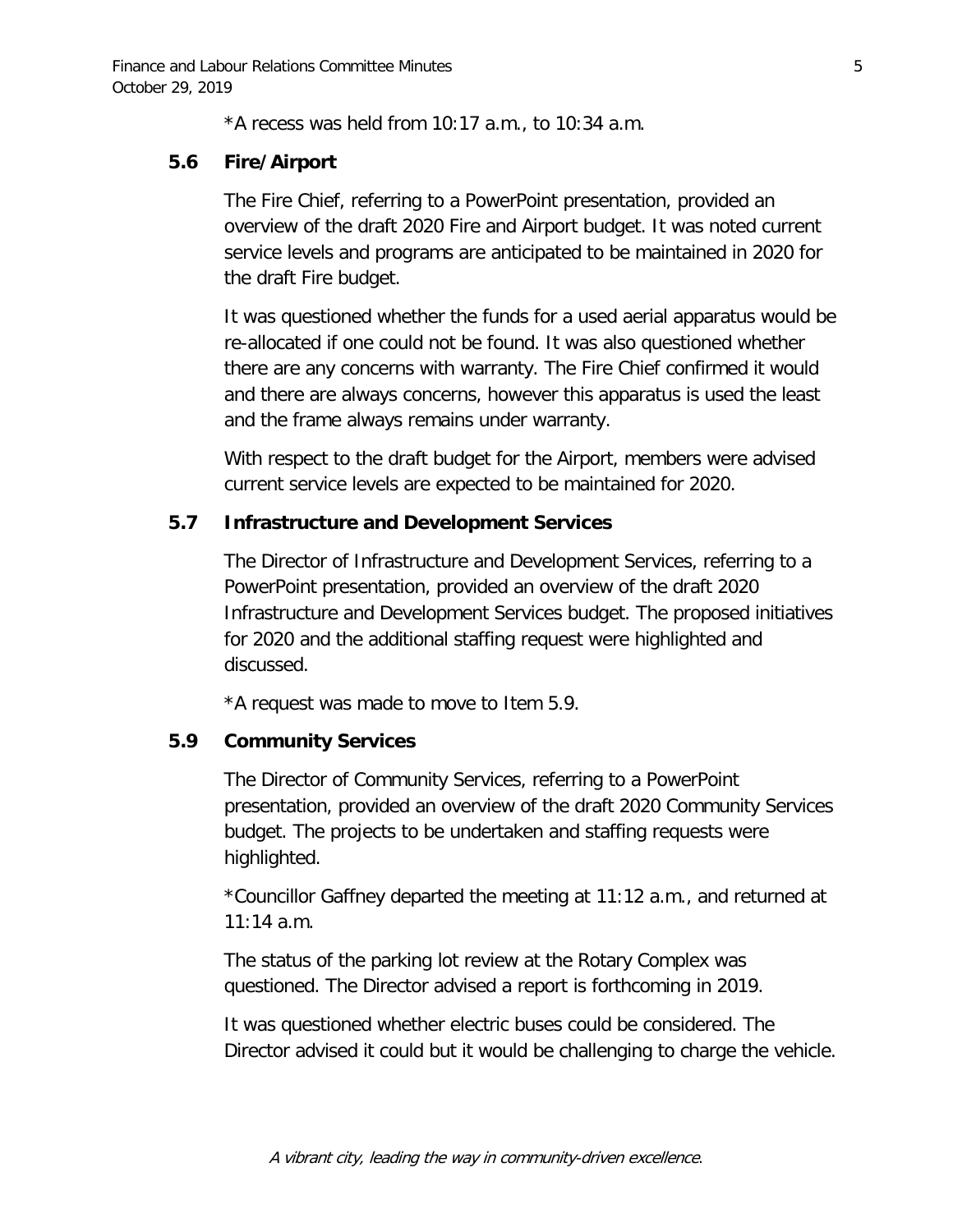*A recess was held from 10:17 a.m., to 10:34 a.m.

### 5.6 Fire/Airport

The Fire Chief, referring to a PowerPoint presentation, provided an overview of the draft 2020 Fire and Airport budget. It was noted current service levels and programs are anticipated to be maintained in 2020 for the draft Fire budget.

It was questioned whether the funds for a used aerial apparatus would be re-allocated if one could not be found. It was also questioned whether there are any concerns with warranty. The Fire Chief confirmed it would and there are always concerns, however this apparatus is used the least and the frame always remains under warranty.

With respect to the draft budget for the Airport, members were advised current service levels are expected to be maintained for 2020.

### 5.7 Infrastructure and Development Services

The Director of Infrastructure and Development Services, referring to a PowerPoint presentation, provided an overview of the draft 2020 Infrastructure and Development Services budget. The proposed initiatives for 2020 and the additional staffing request were highlighted and discussed.

*A request was made to move to Item 5.9.

### 5.9 Community Services

The Director of Community Services, referring to a PowerPoint presentation, provided an overview of the draft 2020 Community Services budget. The projects to be undertaken and staffing requests were highlighted.

*Councillor Gaffney departed the meeting at 11:12 a.m., and returned at 11:14 a.m.

The status of the parking lot review at the Rotary Complex was questioned. The Director advised a report is forthcoming in 2019.

It was questioned whether electric buses could be considered. The Director advised it could but it would be challenging to charge the vehicle.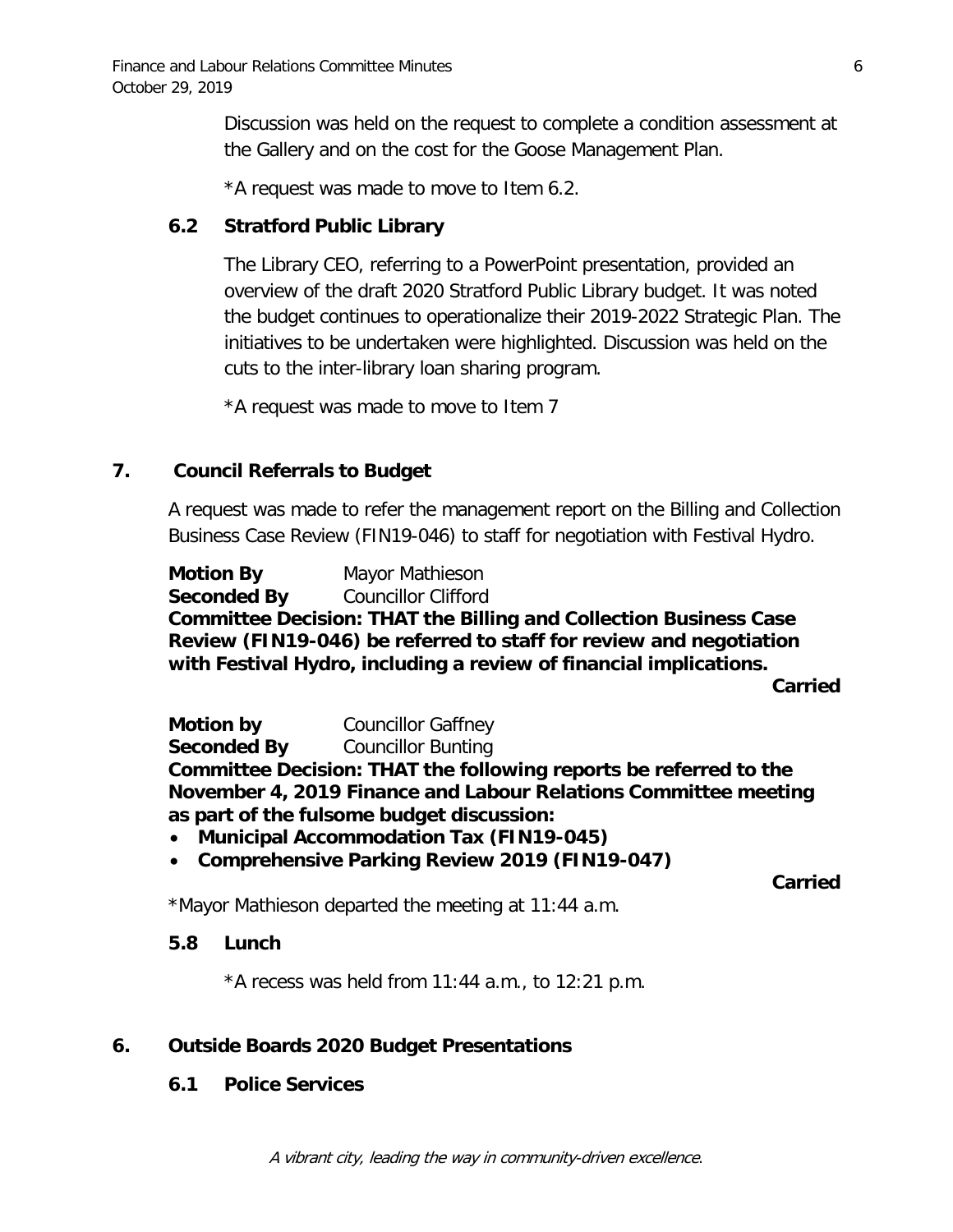Discussion was held on the request to complete a condition assessment at the Gallery and on the cost for the Goose Management Plan.

*A request was made to move to Item 6.2.

### 6.2 Stratford Public Library

The Library CEO, referring to a PowerPoint presentation, provided an overview of the draft 2020 Stratford Public Library budget. It was noted the budget continues to operationalize their 2019-2022 Strategic Plan. The initiatives to be undertaken were highlighted. Discussion was held on the cuts to the inter-library loan sharing program.

*A request was made to move to Item 7

## 7. Council Referrals to Budget

A request was made to refer the management report on the Billing and Collection Business Case Review (FIN19-046) to staff for negotiation with Festival Hydro.

**Motion By** Mayor Mathieson
**Seconded By** Councillor Clifford
**Committee Decision: THAT the Billing and Collection Business Case Review (FIN19-046) be referred to staff for review and negotiation with Festival Hydro, including a review of financial implications.**

**Carried**

**Motion by** Councillor Gaffney
**Seconded By** Councillor Bunting
**Committee Decision: THAT the following reports be referred to the November 4, 2019 Finance and Labour Relations Committee meeting as part of the fulsome budget discussion:**

- **Municipal Accommodation Tax (FIN19-045)**
- **Comprehensive Parking Review 2019 (FIN19-047)**

**Carried**

*Mayor Mathieson departed the meeting at 11:44 a.m.

### 5.8 Lunch

*A recess was held from 11:44 a.m., to 12:21 p.m.

## 6. Outside Boards 2020 Budget Presentations

### 6.1 Police Services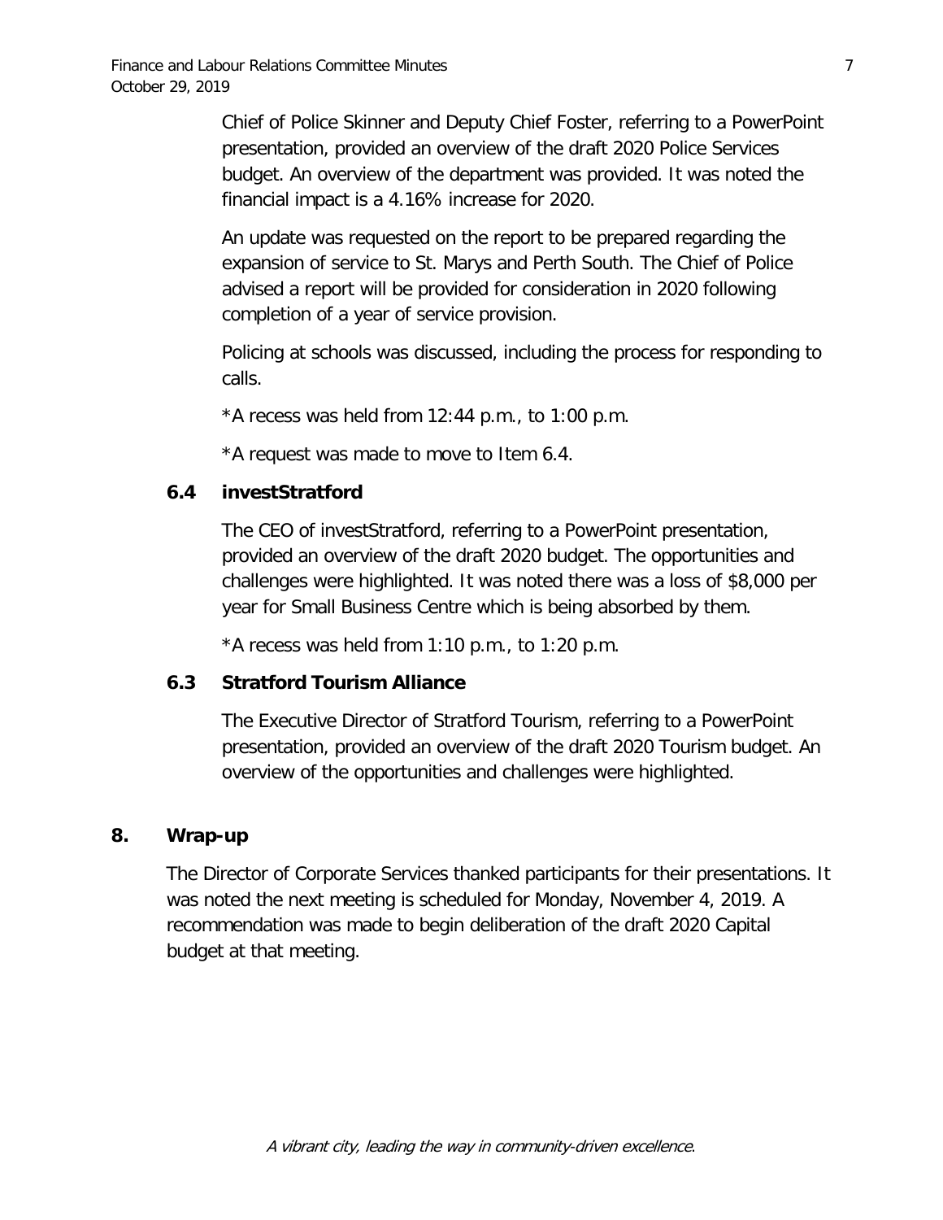Chief of Police Skinner and Deputy Chief Foster, referring to a PowerPoint presentation, provided an overview of the draft 2020 Police Services budget. An overview of the department was provided. It was noted the financial impact is a 4.16% increase for 2020.

An update was requested on the report to be prepared regarding the expansion of service to St. Marys and Perth South. The Chief of Police advised a report will be provided for consideration in 2020 following completion of a year of service provision.

Policing at schools was discussed, including the process for responding to calls.

*A recess was held from 12:44 p.m., to 1:00 p.m.

*A request was made to move to Item 6.4.

### 6.4 investStratford

The CEO of investStratford, referring to a PowerPoint presentation, provided an overview of the draft 2020 budget. The opportunities and challenges were highlighted. It was noted there was a loss of $8,000 per year for Small Business Centre which is being absorbed by them.

*A recess was held from 1:10 p.m., to 1:20 p.m.

### 6.3 Stratford Tourism Alliance

The Executive Director of Stratford Tourism, referring to a PowerPoint presentation, provided an overview of the draft 2020 Tourism budget. An overview of the opportunities and challenges were highlighted.

## 8. Wrap-up

The Director of Corporate Services thanked participants for their presentations. It was noted the next meeting is scheduled for Monday, November 4, 2019. A recommendation was made to begin deliberation of the draft 2020 Capital budget at that meeting.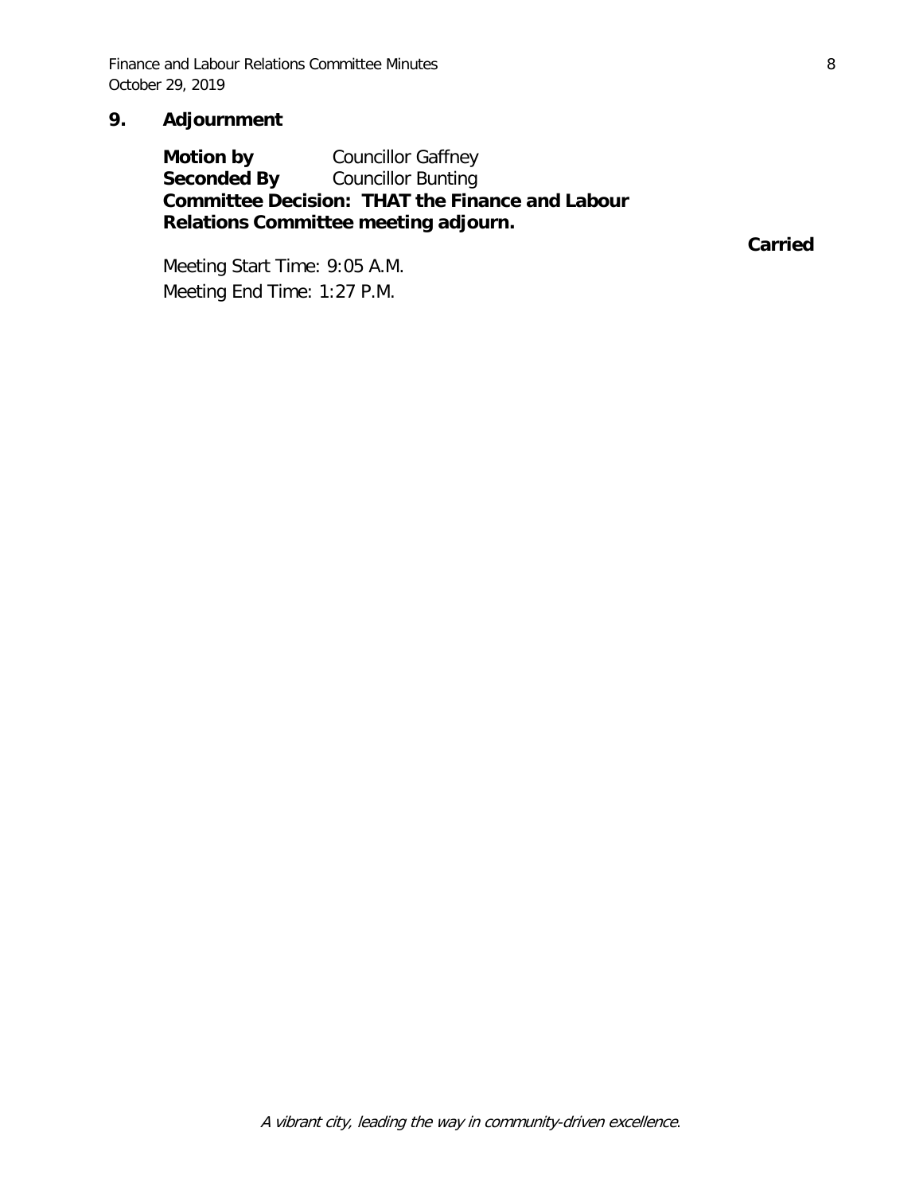## 9. Adjournment

**Motion by** Councillor Gaffney
**Seconded By** Councillor Bunting
**Committee Decision: THAT the Finance and Labour Relations Committee meeting adjourn.**

**Carried**

Meeting Start Time: 9:05 A.M.

Meeting End Time: 1:27 P.M.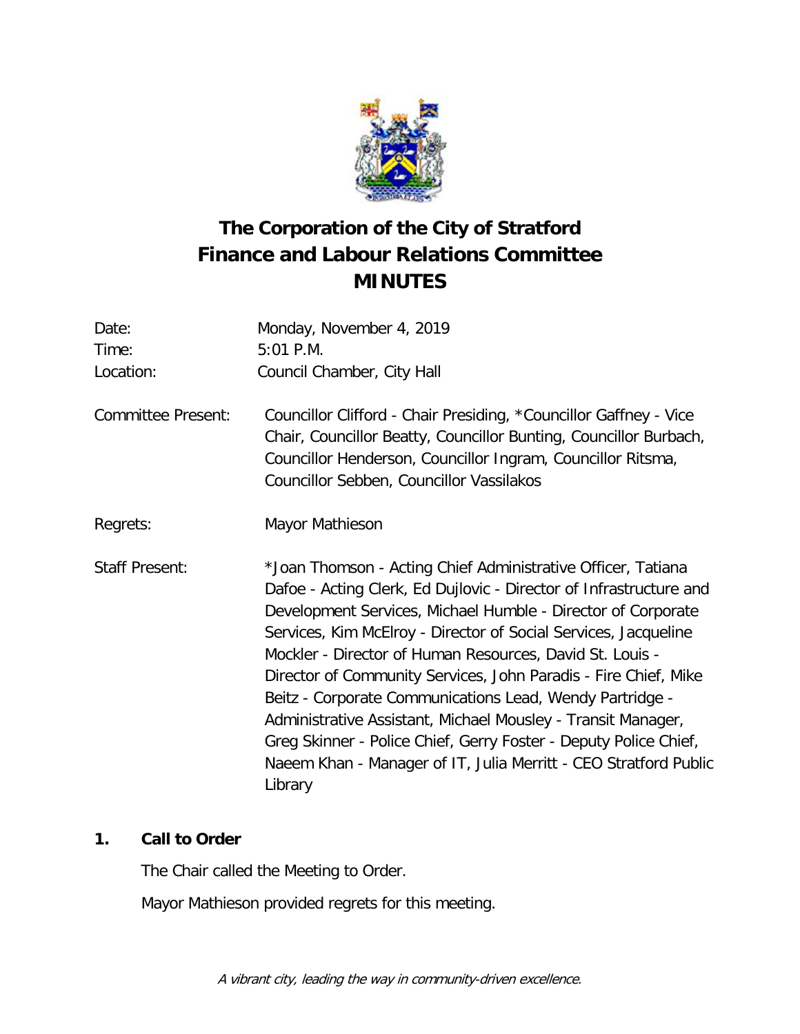# The Corporation of the City of Stratford
# Finance and Labour Relations Committee
# MINUTES

Date: Monday, November 4, 2019
Time: 5:01 P.M.
Location: Council Chamber, City Hall

Committee Present: Councillor Clifford - Chair Presiding, *Councillor Gaffney - Vice Chair, Councillor Beatty, Councillor Bunting, Councillor Burbach, Councillor Henderson, Councillor Ingram, Councillor Ritsma, Councillor Sebben, Councillor Vassilakos

Regrets: Mayor Mathieson

Staff Present: *Joan Thomson - Acting Chief Administrative Officer, Tatiana Dafoe - Acting Clerk, Ed Dujlovic - Director of Infrastructure and Development Services, Michael Humble - Director of Corporate Services, Kim McElroy - Director of Social Services, Jacqueline Mockler - Director of Human Resources, David St. Louis - Director of Community Services, John Paradis - Fire Chief, Mike Beitz - Corporate Communications Lead, Wendy Partridge - Administrative Assistant, Michael Mousley - Transit Manager, Greg Skinner - Police Chief, Gerry Foster - Deputy Police Chief, Naeem Khan - Manager of IT, Julia Merritt - CEO Stratford Public Library

## 1. Call to Order

The Chair called the Meeting to Order.

Mayor Mathieson provided regrets for this meeting.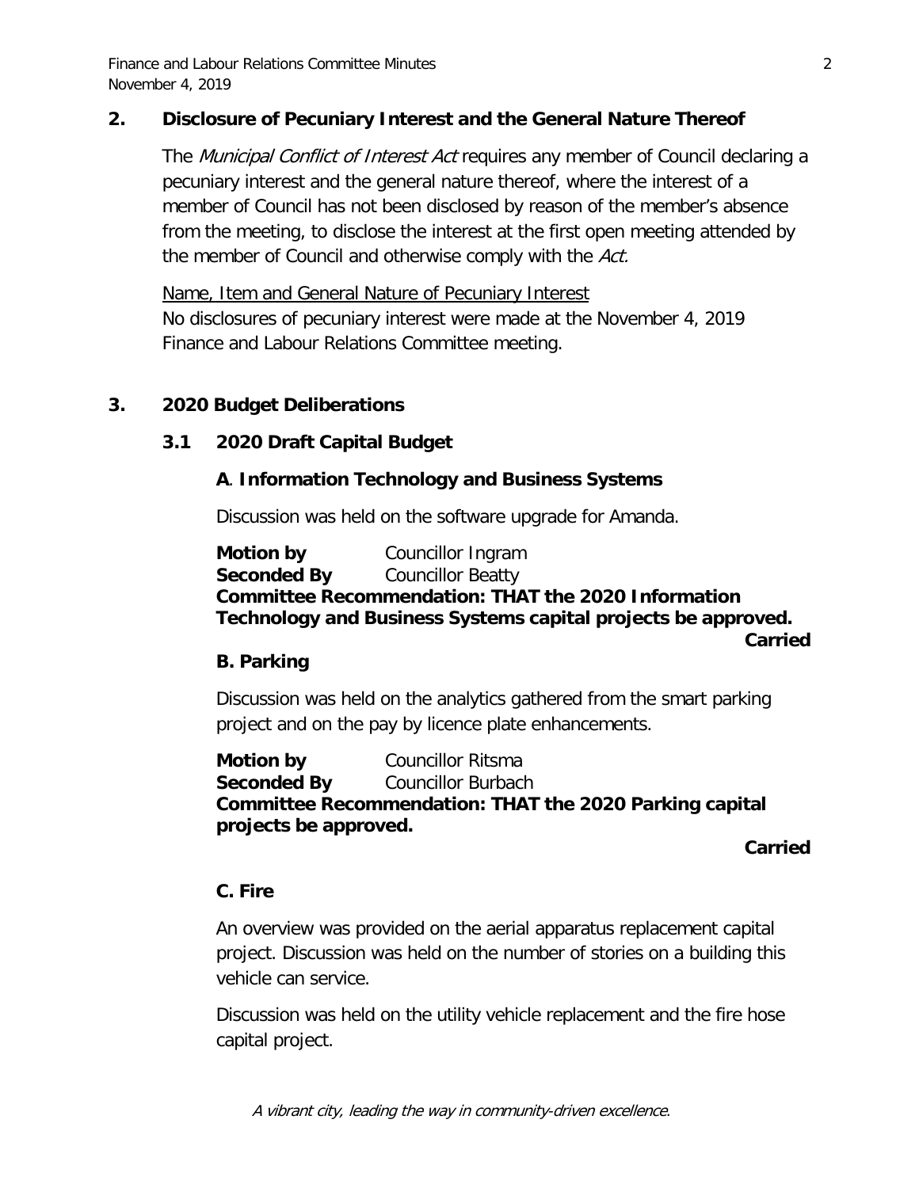## 2. Disclosure of Pecuniary Interest and the General Nature Thereof

The *Municipal Conflict of Interest Act* requires any member of Council declaring a pecuniary interest and the general nature thereof, where the interest of a member of Council has not been disclosed by reason of the member's absence from the meeting, to disclose the interest at the first open meeting attended by the member of Council and otherwise comply with the *Act.*

Name, Item and General Nature of Pecuniary Interest
No disclosures of pecuniary interest were made at the November 4, 2019 Finance and Labour Relations Committee meeting.

## 3. 2020 Budget Deliberations

### 3.1 2020 Draft Capital Budget

#### A. Information Technology and Business Systems

Discussion was held on the software upgrade for Amanda.

**Motion by** Councillor Ingram
**Seconded By** Councillor Beatty
**Committee Recommendation: THAT the 2020 Information Technology and Business Systems capital projects be approved.**

**Carried**

#### B. Parking

Discussion was held on the analytics gathered from the smart parking project and on the pay by licence plate enhancements.

**Motion by** Councillor Ritsma
**Seconded By** Councillor Burbach
**Committee Recommendation: THAT the 2020 Parking capital projects be approved.**

**Carried**

#### C. Fire

An overview was provided on the aerial apparatus replacement capital project. Discussion was held on the number of stories on a building this vehicle can service.

Discussion was held on the utility vehicle replacement and the fire hose capital project.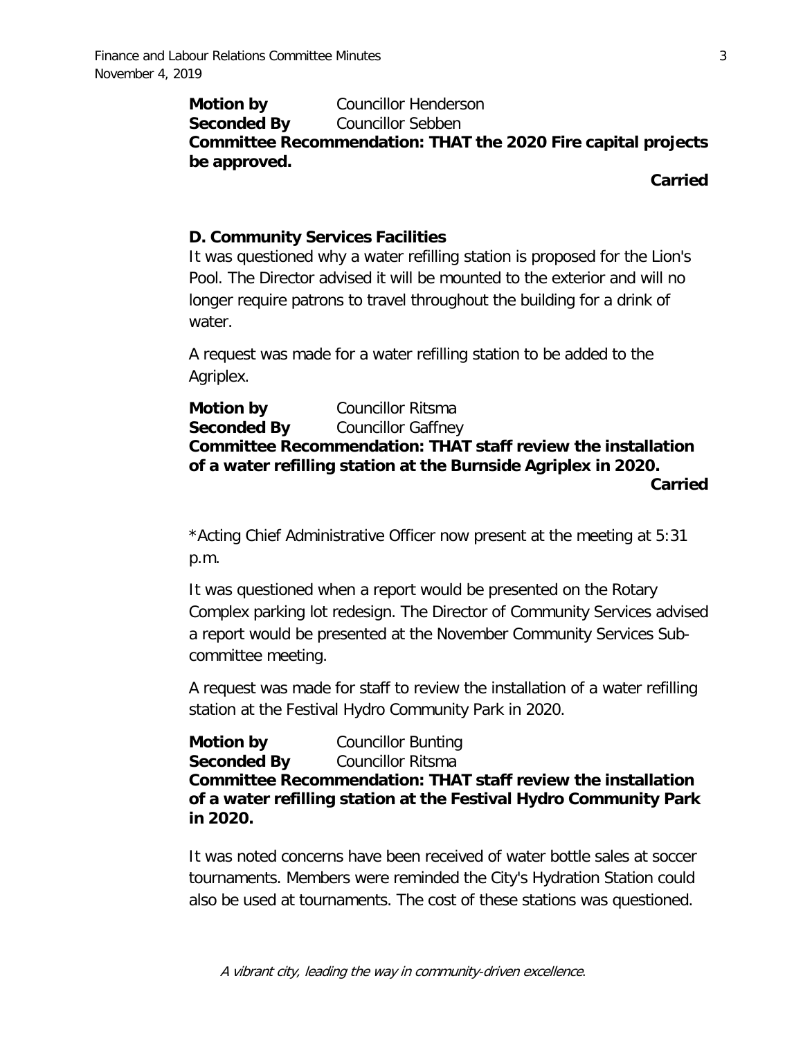**Motion by** Councillor Henderson
**Seconded By** Councillor Sebben
**Committee Recommendation: THAT the 2020 Fire capital projects be approved.**

**Carried**

**D. Community Services Facilities**

It was questioned why a water refilling station is proposed for the Lion's Pool. The Director advised it will be mounted to the exterior and will no longer require patrons to travel throughout the building for a drink of water.

A request was made for a water refilling station to be added to the Agriplex.

**Motion by** Councillor Ritsma
**Seconded By** Councillor Gaffney
**Committee Recommendation: THAT staff review the installation of a water refilling station at the Burnside Agriplex in 2020.**

**Carried**

*Acting Chief Administrative Officer now present at the meeting at 5:31 p.m.

It was questioned when a report would be presented on the Rotary Complex parking lot redesign. The Director of Community Services advised a report would be presented at the November Community Services Sub-committee meeting.

A request was made for staff to review the installation of a water refilling station at the Festival Hydro Community Park in 2020.

**Motion by** Councillor Bunting
**Seconded By** Councillor Ritsma
**Committee Recommendation: THAT staff review the installation of a water refilling station at the Festival Hydro Community Park in 2020.**

It was noted concerns have been received of water bottle sales at soccer tournaments. Members were reminded the City's Hydration Station could also be used at tournaments. The cost of these stations was questioned.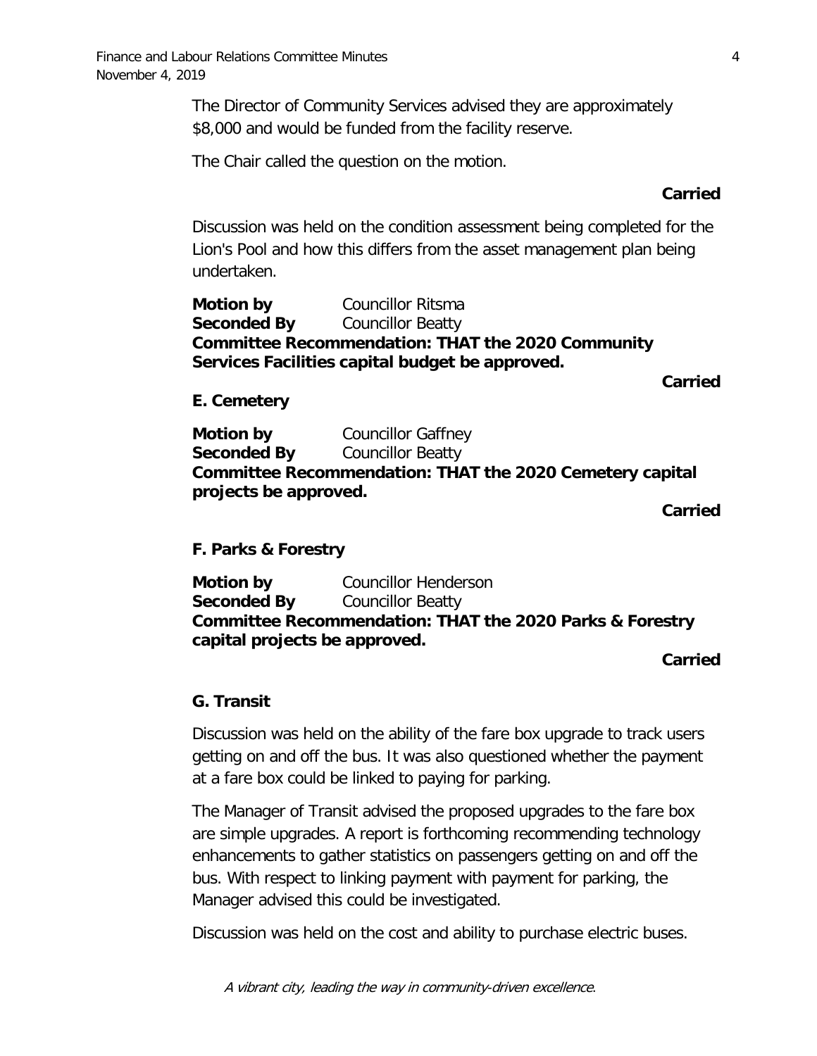The Director of Community Services advised they are approximately $8,000 and would be funded from the facility reserve.

The Chair called the question on the motion.

**Carried**

Discussion was held on the condition assessment being completed for the Lion's Pool and how this differs from the asset management plan being undertaken.

**Motion by** Councillor Ritsma
**Seconded By** Councillor Beatty
**Committee Recommendation: THAT the 2020 Community Services Facilities capital budget be approved.**

**Carried**

**E. Cemetery**

**Motion by** Councillor Gaffney
**Seconded By** Councillor Beatty
**Committee Recommendation: THAT the 2020 Cemetery capital projects be approved.**

**Carried**

**F. Parks & Forestry**

**Motion by** Councillor Henderson
**Seconded By** Councillor Beatty
**Committee Recommendation: THAT the 2020 Parks & Forestry capital projects be approved.**

**Carried**

**G. Transit**

Discussion was held on the ability of the fare box upgrade to track users getting on and off the bus. It was also questioned whether the payment at a fare box could be linked to paying for parking.

The Manager of Transit advised the proposed upgrades to the fare box are simple upgrades. A report is forthcoming recommending technology enhancements to gather statistics on passengers getting on and off the bus. With respect to linking payment with payment for parking, the Manager advised this could be investigated.

Discussion was held on the cost and ability to purchase electric buses.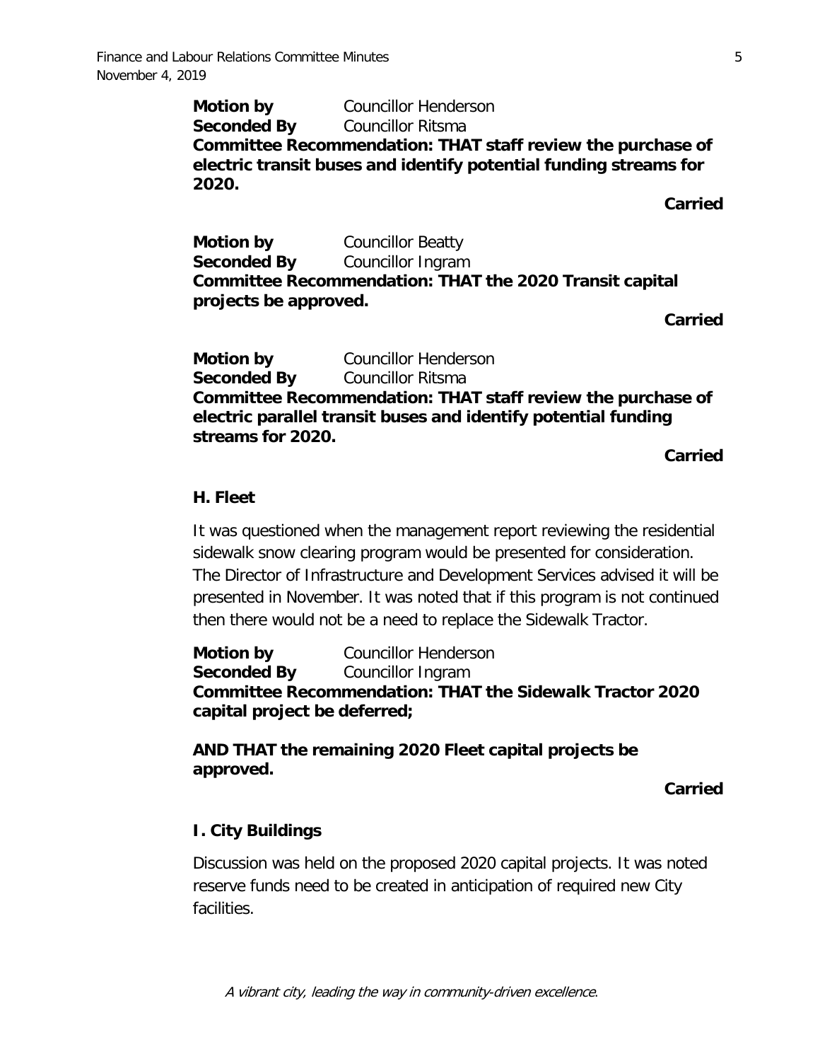**Motion by** Councillor Henderson
**Seconded By** Councillor Ritsma
**Committee Recommendation: THAT staff review the purchase of electric transit buses and identify potential funding streams for 2020.**

**Carried**

**Motion by** Councillor Beatty
**Seconded By** Councillor Ingram
**Committee Recommendation: THAT the 2020 Transit capital projects be approved.**

**Carried**

**Motion by** Councillor Henderson
**Seconded By** Councillor Ritsma
**Committee Recommendation: THAT staff review the purchase of electric parallel transit buses and identify potential funding streams for 2020.**

**Carried**

### H. Fleet

It was questioned when the management report reviewing the residential sidewalk snow clearing program would be presented for consideration. The Director of Infrastructure and Development Services advised it will be presented in November. It was noted that if this program is not continued then there would not be a need to replace the Sidewalk Tractor.

**Motion by** Councillor Henderson
**Seconded By** Councillor Ingram
**Committee Recommendation: THAT the Sidewalk Tractor 2020 capital project be deferred;**

**AND THAT the remaining 2020 Fleet capital projects be approved.**

**Carried**

### I. City Buildings

Discussion was held on the proposed 2020 capital projects. It was noted reserve funds need to be created in anticipation of required new City facilities.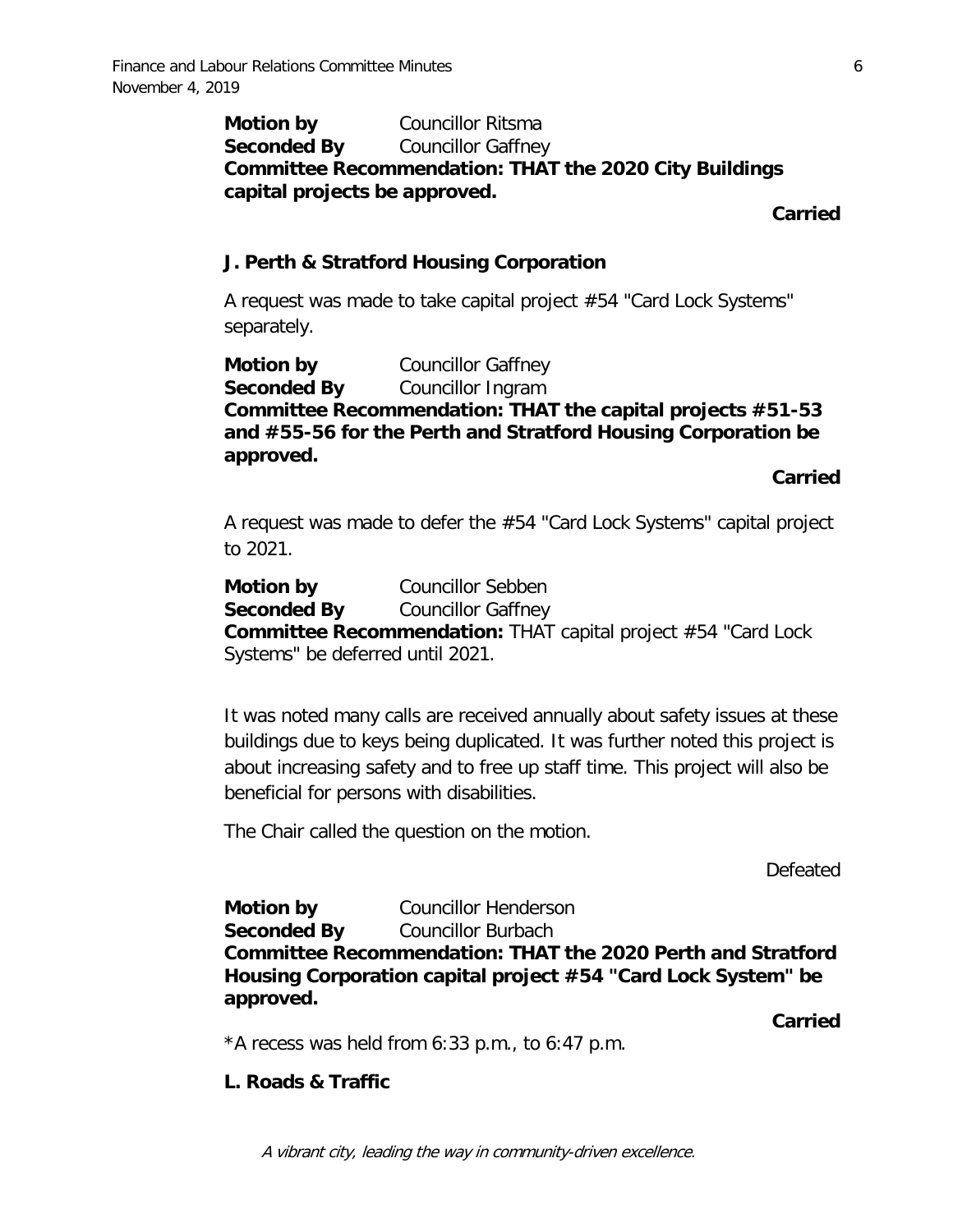**Motion by** Councillor Ritsma
**Seconded By** Councillor Gaffney
**Committee Recommendation: THAT the 2020 City Buildings capital projects be approved.**

**Carried**

### J. Perth & Stratford Housing Corporation

A request was made to take capital project #54 "Card Lock Systems" separately.

**Motion by** Councillor Gaffney
**Seconded By** Councillor Ingram
**Committee Recommendation: THAT the capital projects #51-53 and #55-56 for the Perth and Stratford Housing Corporation be approved.**

**Carried**

A request was made to defer the #54 "Card Lock Systems" capital project to 2021.

**Motion by** Councillor Sebben
**Seconded By** Councillor Gaffney
**Committee Recommendation:** THAT capital project #54 "Card Lock Systems" be deferred until 2021.

It was noted many calls are received annually about safety issues at these buildings due to keys being duplicated. It was further noted this project is about increasing safety and to free up staff time. This project will also be beneficial for persons with disabilities.

The Chair called the question on the motion.

Defeated

**Motion by** Councillor Henderson
**Seconded By** Councillor Burbach
**Committee Recommendation: THAT the 2020 Perth and Stratford Housing Corporation capital project #54 "Card Lock System" be approved.**

**Carried**

*A recess was held from 6:33 p.m., to 6:47 p.m.

### L. Roads & Traffic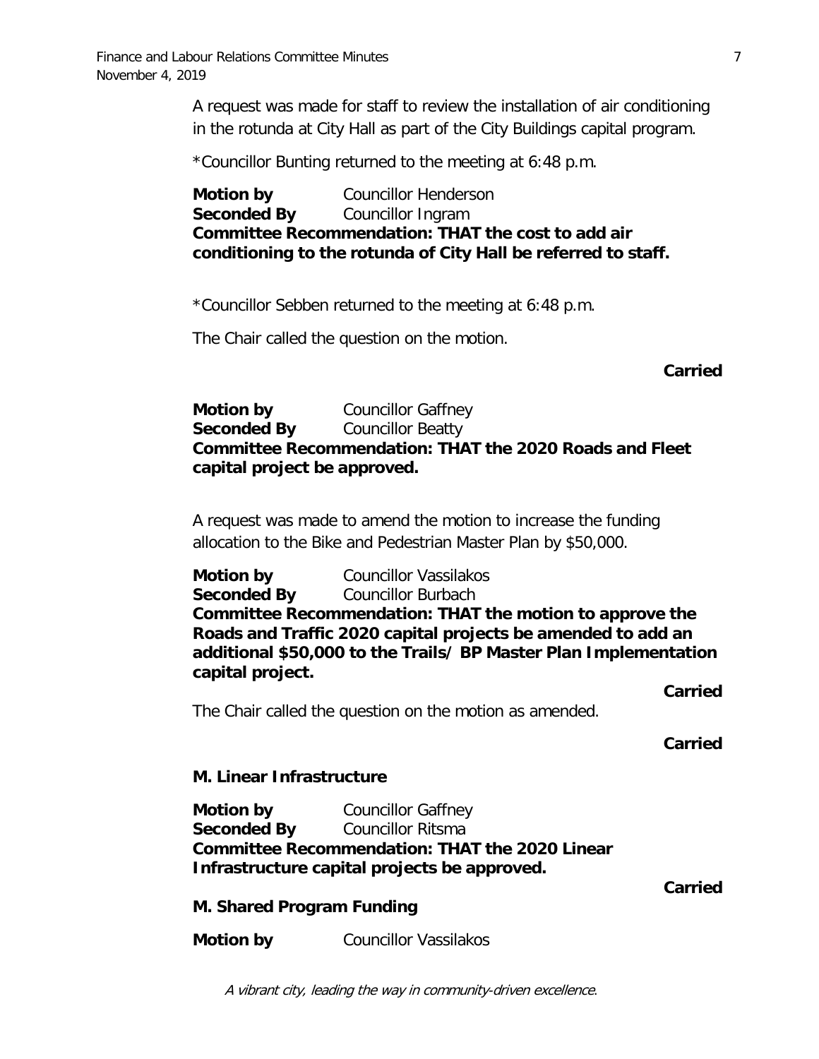A request was made for staff to review the installation of air conditioning in the rotunda at City Hall as part of the City Buildings capital program.

*Councillor Bunting returned to the meeting at 6:48 p.m.

**Motion by** Councillor Henderson
**Seconded By** Councillor Ingram
**Committee Recommendation: THAT the cost to add air conditioning to the rotunda of City Hall be referred to staff.**

*Councillor Sebben returned to the meeting at 6:48 p.m.

The Chair called the question on the motion.

**Carried**

**Motion by** Councillor Gaffney
**Seconded By** Councillor Beatty
**Committee Recommendation: THAT the 2020 Roads and Fleet capital project be approved.**

A request was made to amend the motion to increase the funding allocation to the Bike and Pedestrian Master Plan by $50,000.

**Motion by** Councillor Vassilakos
**Seconded By** Councillor Burbach
**Committee Recommendation: THAT the motion to approve the Roads and Traffic 2020 capital projects be amended to add an additional $50,000 to the Trails/ BP Master Plan Implementation capital project.**

**Carried**

The Chair called the question on the motion as amended.

**Carried**

**M. Linear Infrastructure**

**Motion by** Councillor Gaffney
**Seconded By** Councillor Ritsma
**Committee Recommendation: THAT the 2020 Linear Infrastructure capital projects be approved.**

**Carried**

**M. Shared Program Funding**

**Motion by** Councillor Vassilakos

*A vibrant city, leading the way in community-driven excellence.*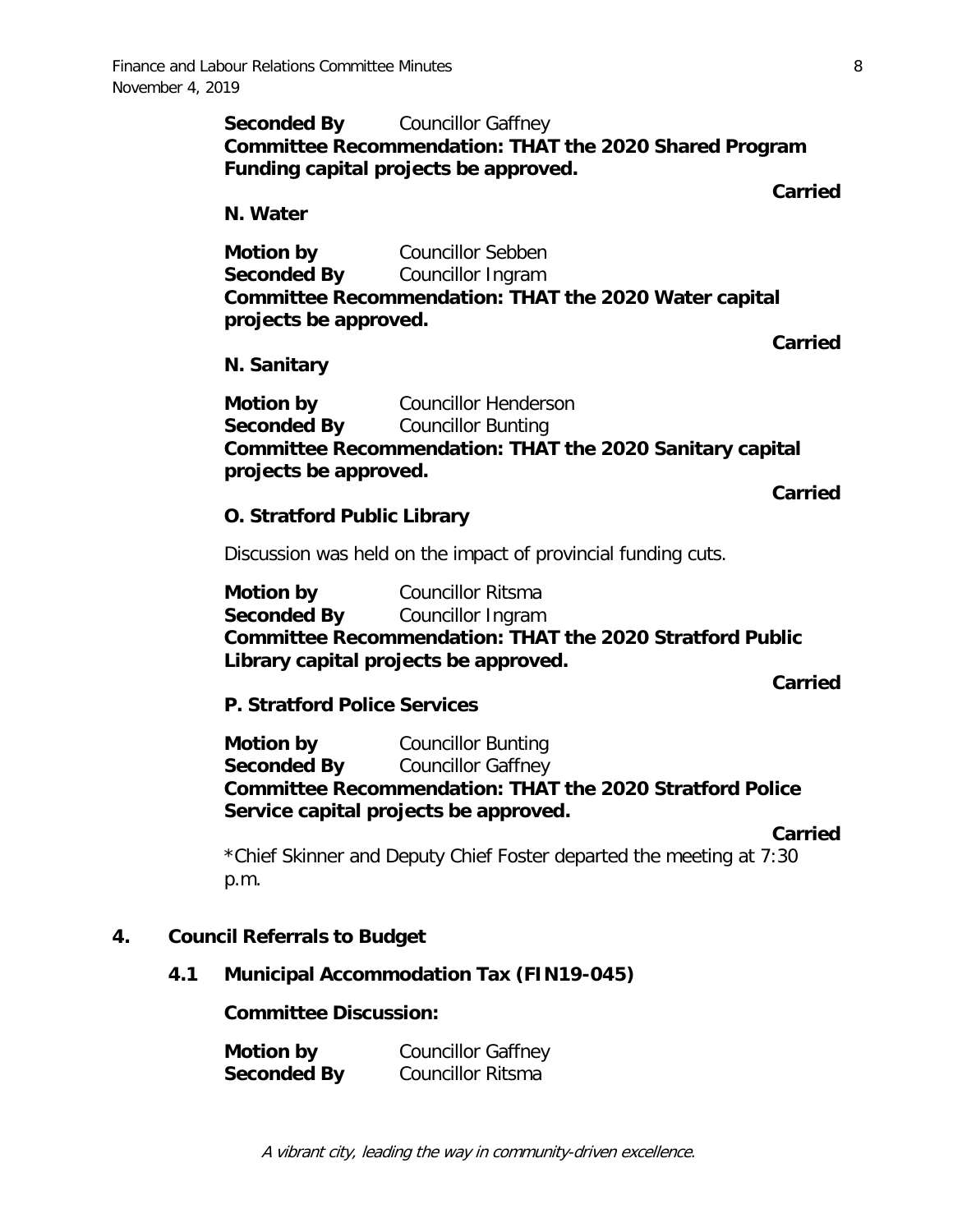**Seconded By** Councillor Gaffney
**Committee Recommendation: THAT the 2020 Shared Program Funding capital projects be approved.**

**Carried**

**N. Water**

**Motion by** Councillor Sebben
**Seconded By** Councillor Ingram
**Committee Recommendation: THAT the 2020 Water capital projects be approved.**

**Carried**

**N. Sanitary**

**Motion by** Councillor Henderson
**Seconded By** Councillor Bunting
**Committee Recommendation: THAT the 2020 Sanitary capital projects be approved.**

**Carried**

**O. Stratford Public Library**

Discussion was held on the impact of provincial funding cuts.

**Motion by** Councillor Ritsma
**Seconded By** Councillor Ingram
**Committee Recommendation: THAT the 2020 Stratford Public Library capital projects be approved.**

**Carried**

**P. Stratford Police Services**

**Motion by** Councillor Bunting
**Seconded By** Councillor Gaffney
**Committee Recommendation: THAT the 2020 Stratford Police Service capital projects be approved.**

**Carried**

*Chief Skinner and Deputy Chief Foster departed the meeting at 7:30 p.m.

## 4. Council Referrals to Budget

### 4.1 Municipal Accommodation Tax (FIN19-045)

**Committee Discussion:**

**Motion by** Councillor Gaffney
**Seconded By** Councillor Ritsma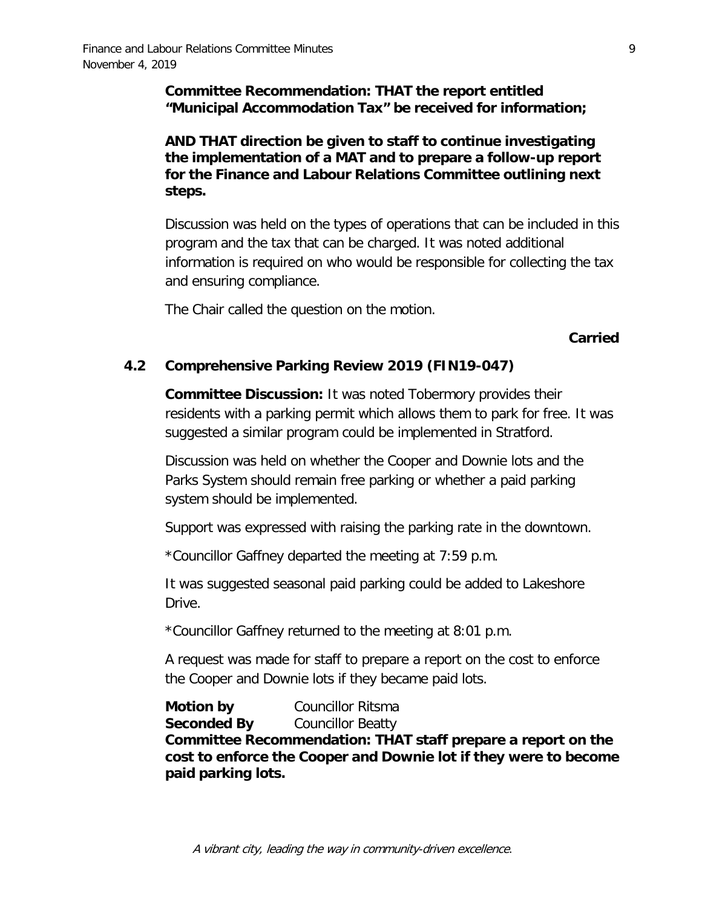**Committee Recommendation: THAT the report entitled "Municipal Accommodation Tax" be received for information;**

**AND THAT direction be given to staff to continue investigating the implementation of a MAT and to prepare a follow-up report for the Finance and Labour Relations Committee outlining next steps.**

Discussion was held on the types of operations that can be included in this program and the tax that can be charged. It was noted additional information is required on who would be responsible for collecting the tax and ensuring compliance.

The Chair called the question on the motion.

**Carried**

## 4.2 Comprehensive Parking Review 2019 (FIN19-047)

**Committee Discussion:** It was noted Tobermory provides their residents with a parking permit which allows them to park for free. It was suggested a similar program could be implemented in Stratford.

Discussion was held on whether the Cooper and Downie lots and the Parks System should remain free parking or whether a paid parking system should be implemented.

Support was expressed with raising the parking rate in the downtown.

*Councillor Gaffney departed the meeting at 7:59 p.m.

It was suggested seasonal paid parking could be added to Lakeshore Drive.

*Councillor Gaffney returned to the meeting at 8:01 p.m.

A request was made for staff to prepare a report on the cost to enforce the Cooper and Downie lots if they became paid lots.

**Motion by** Councillor Ritsma
**Seconded By** Councillor Beatty
**Committee Recommendation: THAT staff prepare a report on the cost to enforce the Cooper and Downie lot if they were to become paid parking lots.**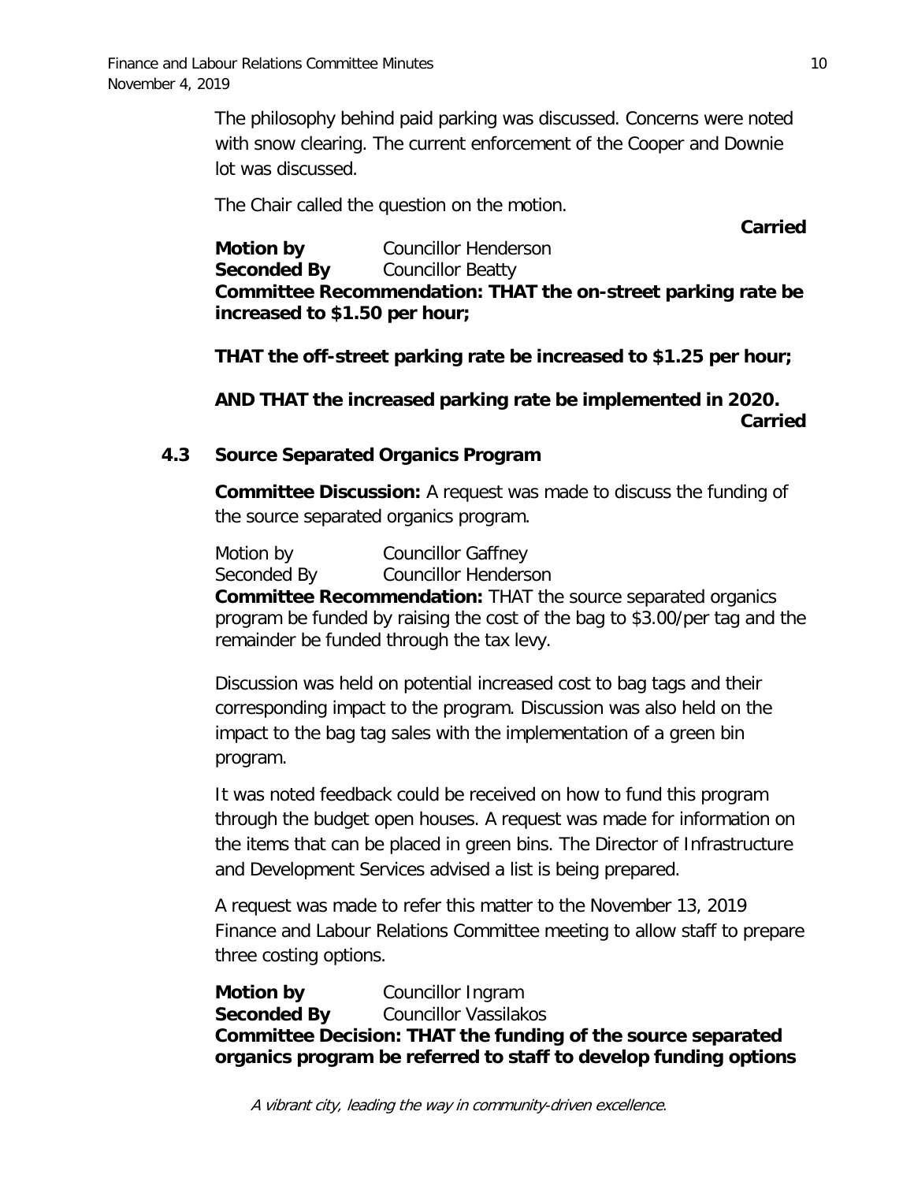The philosophy behind paid parking was discussed. Concerns were noted with snow clearing. The current enforcement of the Cooper and Downie lot was discussed.

The Chair called the question on the motion.

**Carried**

**Motion by** Councillor Henderson
**Seconded By** Councillor Beatty
**Committee Recommendation: THAT the on-street parking rate be increased to $1.50 per hour;**

**THAT the off-street parking rate be increased to $1.25 per hour;**

**AND THAT the increased parking rate be implemented in 2020.**

**Carried**

### 4.3 Source Separated Organics Program

**Committee Discussion:** A request was made to discuss the funding of the source separated organics program.

Motion by Councillor Gaffney
Seconded By Councillor Henderson
**Committee Recommendation:** THAT the source separated organics program be funded by raising the cost of the bag to $3.00/per tag and the remainder be funded through the tax levy.

Discussion was held on potential increased cost to bag tags and their corresponding impact to the program. Discussion was also held on the impact to the bag tag sales with the implementation of a green bin program.

It was noted feedback could be received on how to fund this program through the budget open houses. A request was made for information on the items that can be placed in green bins. The Director of Infrastructure and Development Services advised a list is being prepared.

A request was made to refer this matter to the November 13, 2019 Finance and Labour Relations Committee meeting to allow staff to prepare three costing options.

**Motion by** Councillor Ingram
**Seconded By** Councillor Vassilakos
**Committee Decision: THAT the funding of the source separated organics program be referred to staff to develop funding options**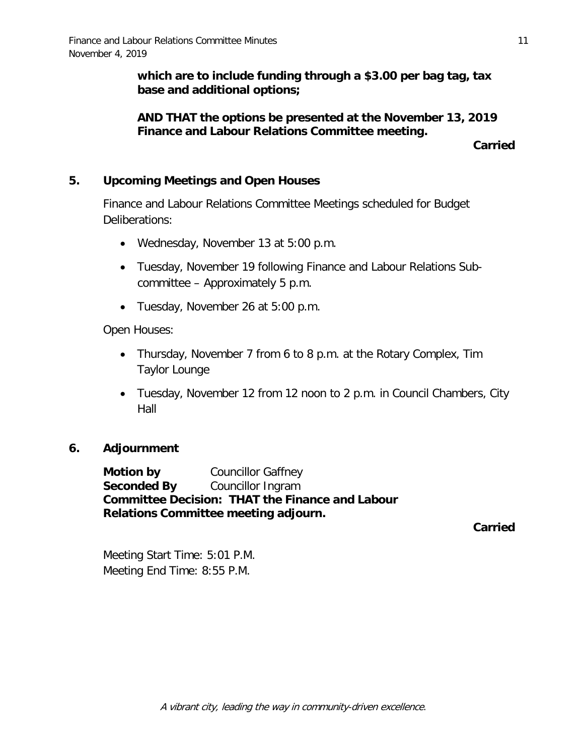**which are to include funding through a $3.00 per bag tag, tax base and additional options;**

**AND THAT the options be presented at the November 13, 2019 Finance and Labour Relations Committee meeting.**

**Carried**

## 5. Upcoming Meetings and Open Houses

Finance and Labour Relations Committee Meetings scheduled for Budget Deliberations:

- Wednesday, November 13 at 5:00 p.m.
- Tuesday, November 19 following Finance and Labour Relations Sub-committee – Approximately 5 p.m.
- Tuesday, November 26 at 5:00 p.m.

Open Houses:

- Thursday, November 7 from 6 to 8 p.m. at the Rotary Complex, Tim Taylor Lounge
- Tuesday, November 12 from 12 noon to 2 p.m. in Council Chambers, City Hall

## 6. Adjournment

**Motion by** Councillor Gaffney
**Seconded By** Councillor Ingram
**Committee Decision: THAT the Finance and Labour Relations Committee meeting adjourn.**

**Carried**

Meeting Start Time: 5:01 P.M.
Meeting End Time: 8:55 P.M.

*A vibrant city, leading the way in community-driven excellence.*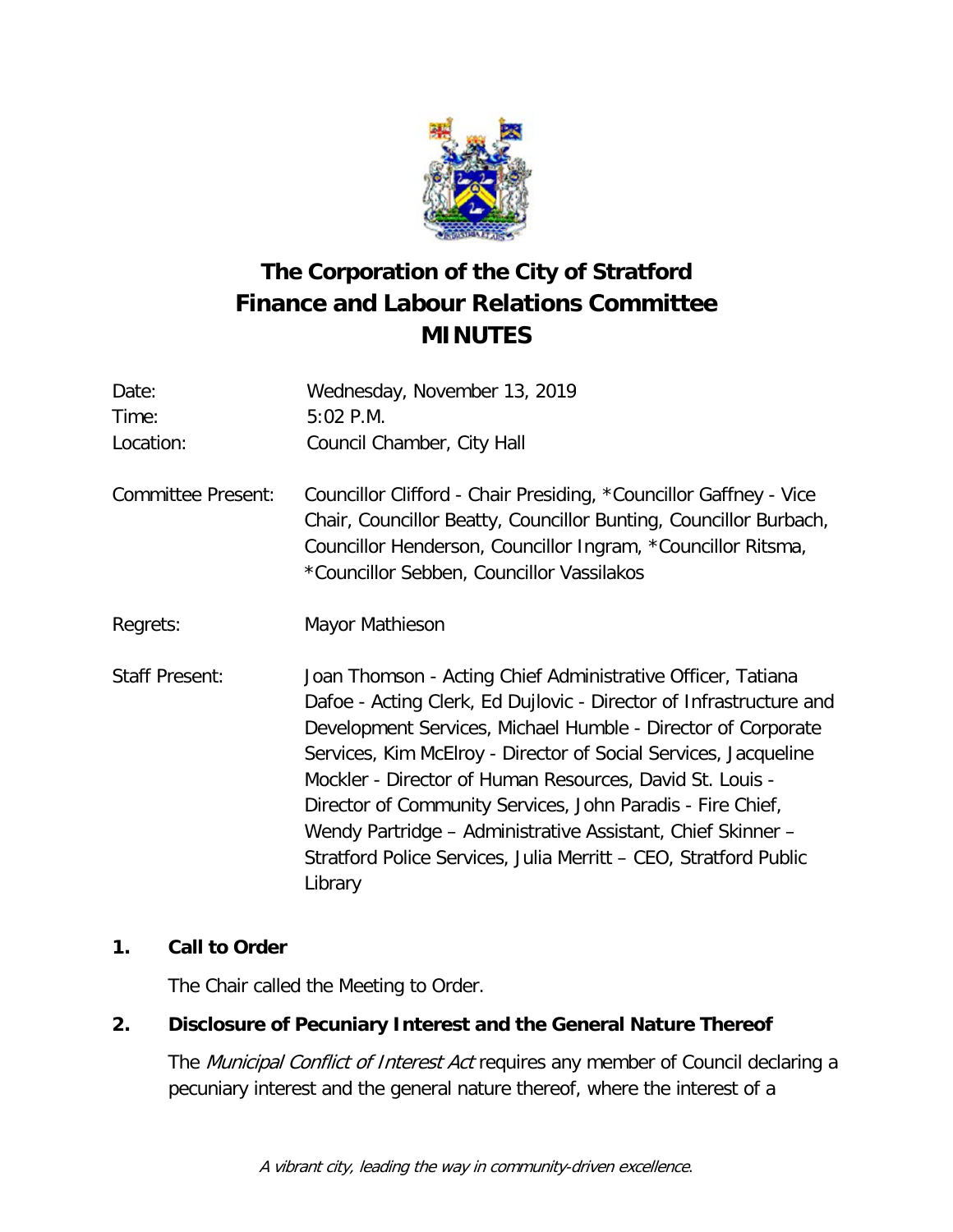# The Corporation of the City of Stratford
# Finance and Labour Relations Committee
# MINUTES

Date: Wednesday, November 13, 2019

Time: 5:02 P.M.

Location: Council Chamber, City Hall

Committee Present: Councillor Clifford - Chair Presiding, *Councillor Gaffney - Vice Chair, Councillor Beatty, Councillor Bunting, Councillor Burbach, Councillor Henderson, Councillor Ingram, *Councillor Ritsma, *Councillor Sebben, Councillor Vassilakos

Regrets: Mayor Mathieson

Staff Present: Joan Thomson - Acting Chief Administrative Officer, Tatiana Dafoe - Acting Clerk, Ed Dujlovic - Director of Infrastructure and Development Services, Michael Humble - Director of Corporate Services, Kim McElroy - Director of Social Services, Jacqueline Mockler - Director of Human Resources, David St. Louis - Director of Community Services, John Paradis - Fire Chief, Wendy Partridge – Administrative Assistant, Chief Skinner – Stratford Police Services, Julia Merritt – CEO, Stratford Public Library

## 1. Call to Order

The Chair called the Meeting to Order.

## 2. Disclosure of Pecuniary Interest and the General Nature Thereof

The *Municipal Conflict of Interest Act* requires any member of Council declaring a pecuniary interest and the general nature thereof, where the interest of a

*A vibrant city, leading the way in community-driven excellence.*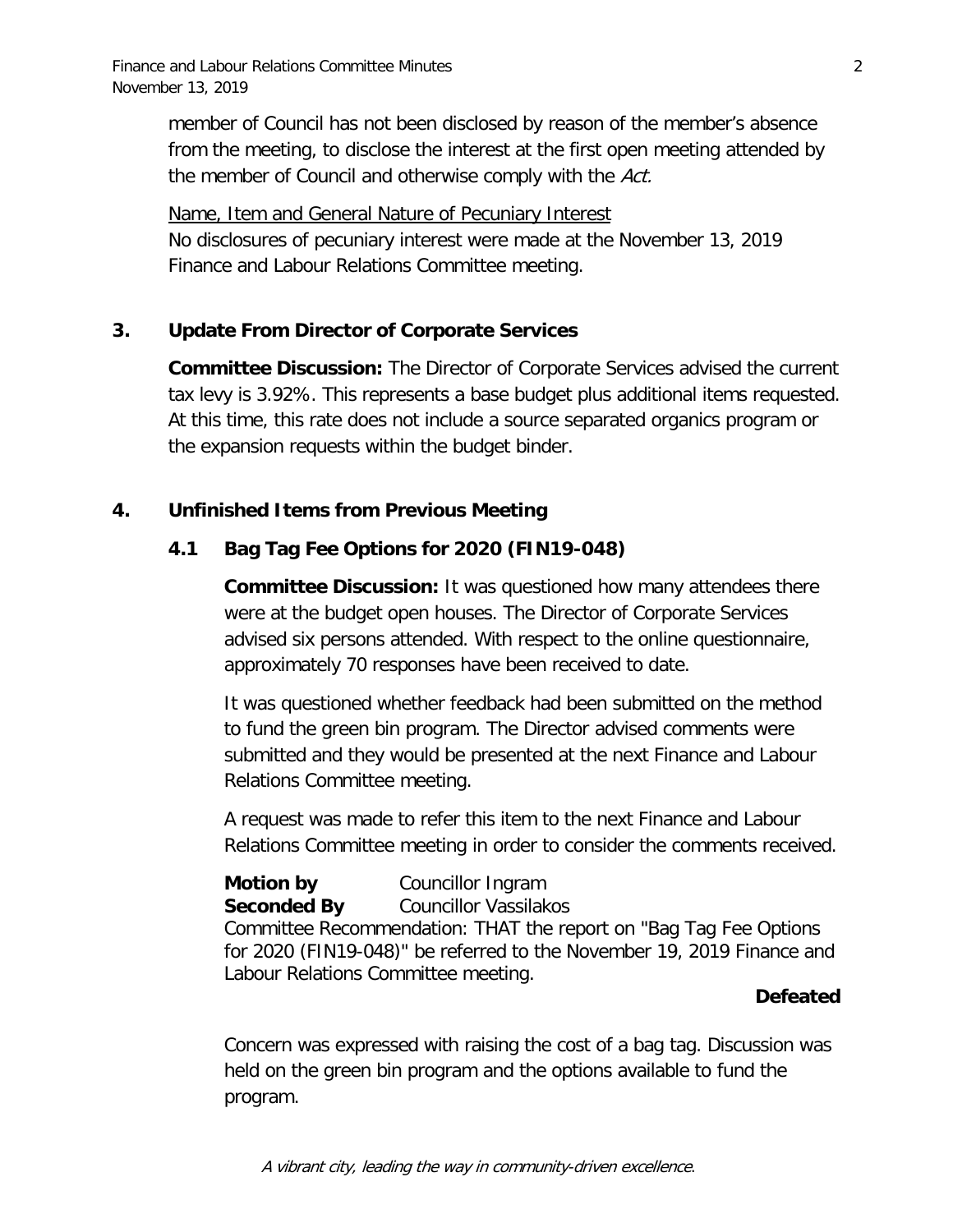member of Council has not been disclosed by reason of the member's absence from the meeting, to disclose the interest at the first open meeting attended by the member of Council and otherwise comply with the *Act.*

Name, Item and General Nature of Pecuniary Interest
No disclosures of pecuniary interest were made at the November 13, 2019 Finance and Labour Relations Committee meeting.

## 3. Update From Director of Corporate Services

**Committee Discussion:** The Director of Corporate Services advised the current tax levy is 3.92%. This represents a base budget plus additional items requested. At this time, this rate does not include a source separated organics program or the expansion requests within the budget binder.

## 4. Unfinished Items from Previous Meeting

### 4.1 Bag Tag Fee Options for 2020 (FIN19-048)

**Committee Discussion:** It was questioned how many attendees there were at the budget open houses. The Director of Corporate Services advised six persons attended. With respect to the online questionnaire, approximately 70 responses have been received to date.

It was questioned whether feedback had been submitted on the method to fund the green bin program. The Director advised comments were submitted and they would be presented at the next Finance and Labour Relations Committee meeting.

A request was made to refer this item to the next Finance and Labour Relations Committee meeting in order to consider the comments received.

**Motion by** Councillor Ingram
**Seconded By** Councillor Vassilakos
Committee Recommendation: THAT the report on "Bag Tag Fee Options for 2020 (FIN19-048)" be referred to the November 19, 2019 Finance and Labour Relations Committee meeting.

**Defeated**

Concern was expressed with raising the cost of a bag tag. Discussion was held on the green bin program and the options available to fund the program.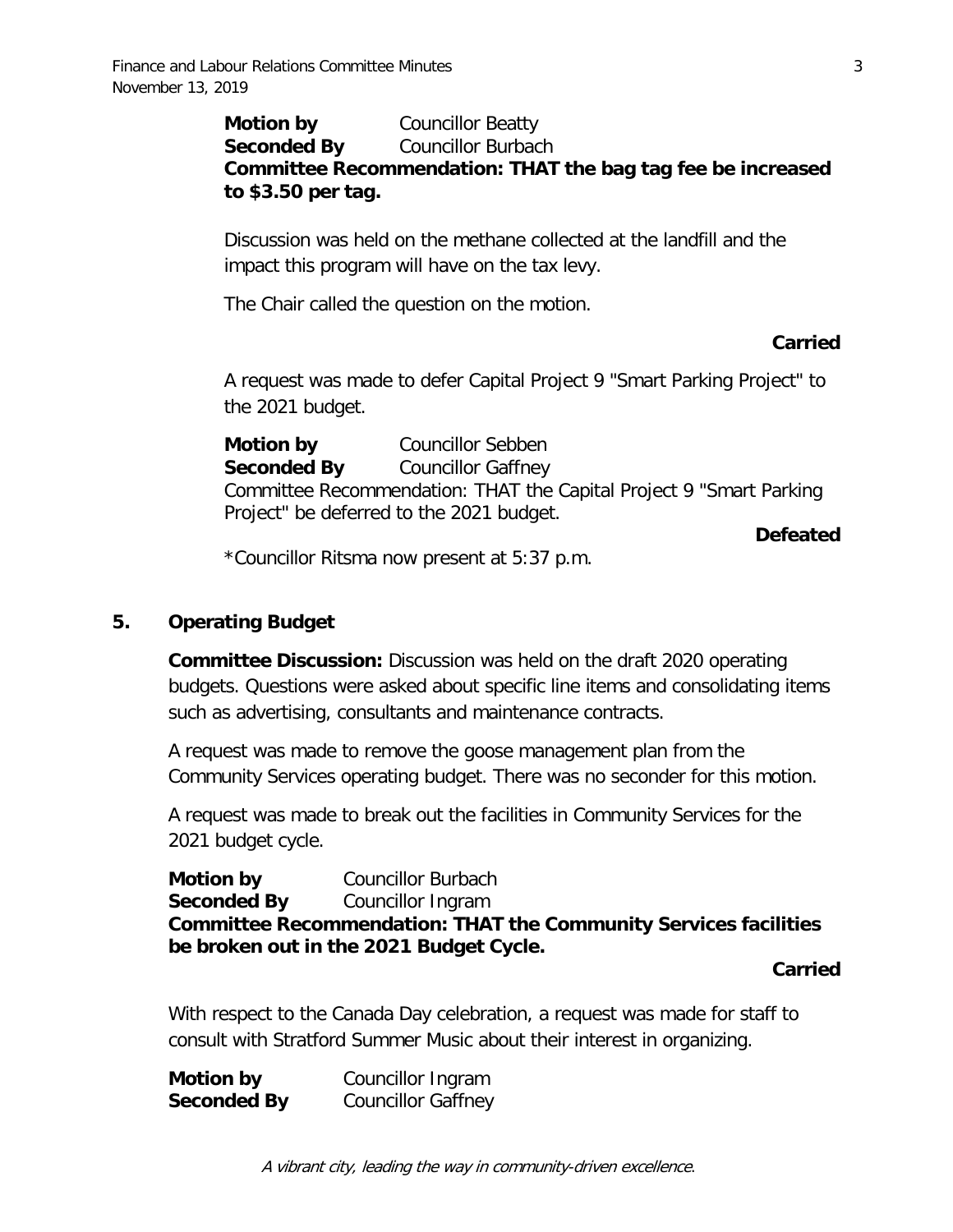**Motion by** Councillor Beatty
**Seconded By** Councillor Burbach
**Committee Recommendation: THAT the bag tag fee be increased to $3.50 per tag.**

Discussion was held on the methane collected at the landfill and the impact this program will have on the tax levy.

The Chair called the question on the motion.

**Carried**

A request was made to defer Capital Project 9 "Smart Parking Project" to the 2021 budget.

**Motion by** Councillor Sebben
**Seconded By** Councillor Gaffney
Committee Recommendation: THAT the Capital Project 9 "Smart Parking Project" be deferred to the 2021 budget.

**Defeated**

*Councillor Ritsma now present at 5:37 p.m.

## 5. Operating Budget

**Committee Discussion:** Discussion was held on the draft 2020 operating budgets. Questions were asked about specific line items and consolidating items such as advertising, consultants and maintenance contracts.

A request was made to remove the goose management plan from the Community Services operating budget. There was no seconder for this motion.

A request was made to break out the facilities in Community Services for the 2021 budget cycle.

**Motion by** Councillor Burbach
**Seconded By** Councillor Ingram
**Committee Recommendation: THAT the Community Services facilities be broken out in the 2021 Budget Cycle.**

**Carried**

With respect to the Canada Day celebration, a request was made for staff to consult with Stratford Summer Music about their interest in organizing.

**Motion by** Councillor Ingram
**Seconded By** Councillor Gaffney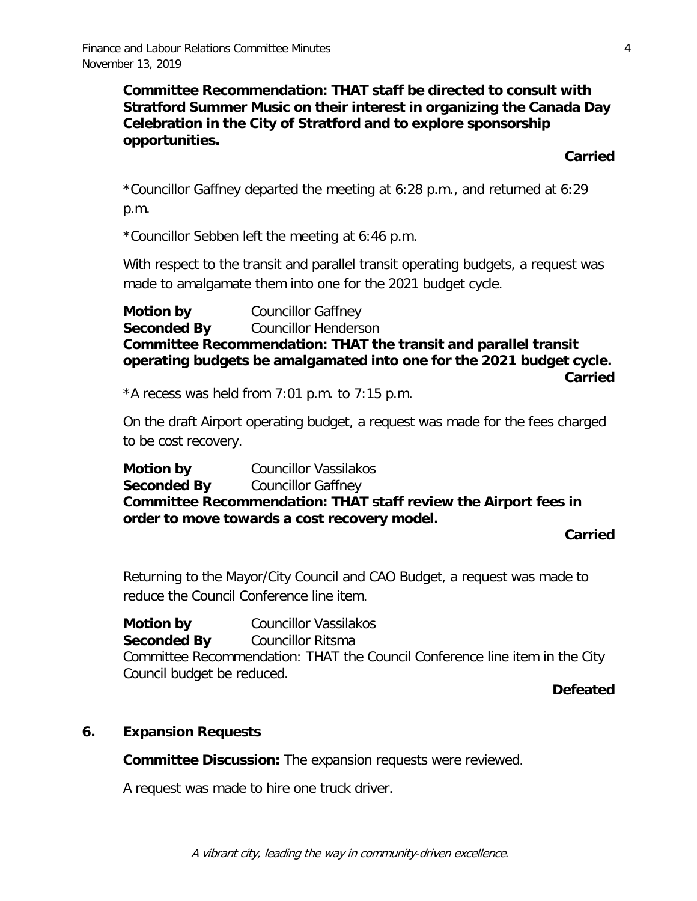**Committee Recommendation: THAT staff be directed to consult with Stratford Summer Music on their interest in organizing the Canada Day Celebration in the City of Stratford and to explore sponsorship opportunities.**

**Carried**

*Councillor Gaffney departed the meeting at 6:28 p.m., and returned at 6:29 p.m.

*Councillor Sebben left the meeting at 6:46 p.m.

With respect to the transit and parallel transit operating budgets, a request was made to amalgamate them into one for the 2021 budget cycle.

**Motion by** Councillor Gaffney
**Seconded By** Councillor Henderson
**Committee Recommendation: THAT the transit and parallel transit operating budgets be amalgamated into one for the 2021 budget cycle.**

**Carried**

*A recess was held from 7:01 p.m. to 7:15 p.m.

On the draft Airport operating budget, a request was made for the fees charged to be cost recovery.

**Motion by** Councillor Vassilakos
**Seconded By** Councillor Gaffney
**Committee Recommendation: THAT staff review the Airport fees in order to move towards a cost recovery model.**

**Carried**

Returning to the Mayor/City Council and CAO Budget, a request was made to reduce the Council Conference line item.

**Motion by** Councillor Vassilakos
**Seconded By** Councillor Ritsma
Committee Recommendation: THAT the Council Conference line item in the City Council budget be reduced.

**Defeated**

## 6. Expansion Requests

**Committee Discussion:** The expansion requests were reviewed.

A request was made to hire one truck driver.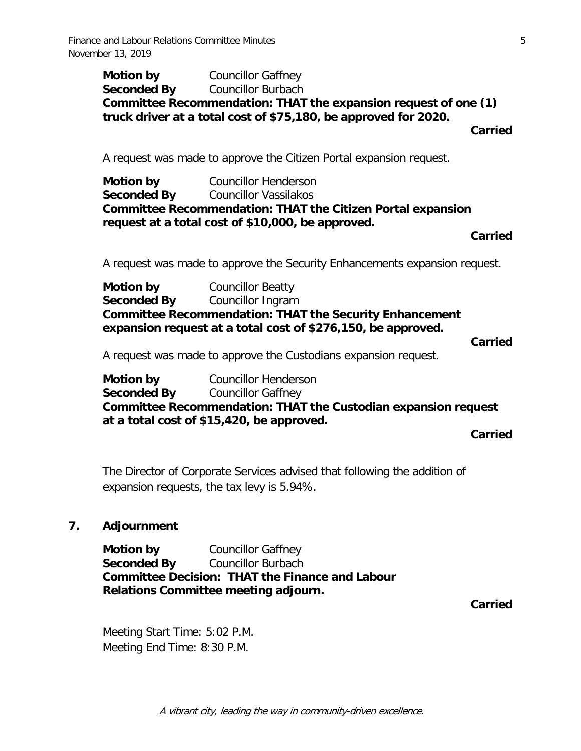**Motion by** Councillor Gaffney
**Seconded By** Councillor Burbach
**Committee Recommendation: THAT the expansion request of one (1) truck driver at a total cost of $75,180, be approved for 2020.**

**Carried**

A request was made to approve the Citizen Portal expansion request.

**Motion by** Councillor Henderson
**Seconded By** Councillor Vassilakos
**Committee Recommendation: THAT the Citizen Portal expansion request at a total cost of $10,000, be approved.**

**Carried**

A request was made to approve the Security Enhancements expansion request.

**Motion by** Councillor Beatty
**Seconded By** Councillor Ingram
**Committee Recommendation: THAT the Security Enhancement expansion request at a total cost of $276,150, be approved.**

**Carried**

A request was made to approve the Custodians expansion request.

**Motion by** Councillor Henderson
**Seconded By** Councillor Gaffney
**Committee Recommendation: THAT the Custodian expansion request at a total cost of $15,420, be approved.**

**Carried**

The Director of Corporate Services advised that following the addition of expansion requests, the tax levy is 5.94%.

## 7. Adjournment

**Motion by** Councillor Gaffney
**Seconded By** Councillor Burbach
**Committee Decision: THAT the Finance and Labour Relations Committee meeting adjourn.**

**Carried**

Meeting Start Time: 5:02 P.M.
Meeting End Time: 8:30 P.M.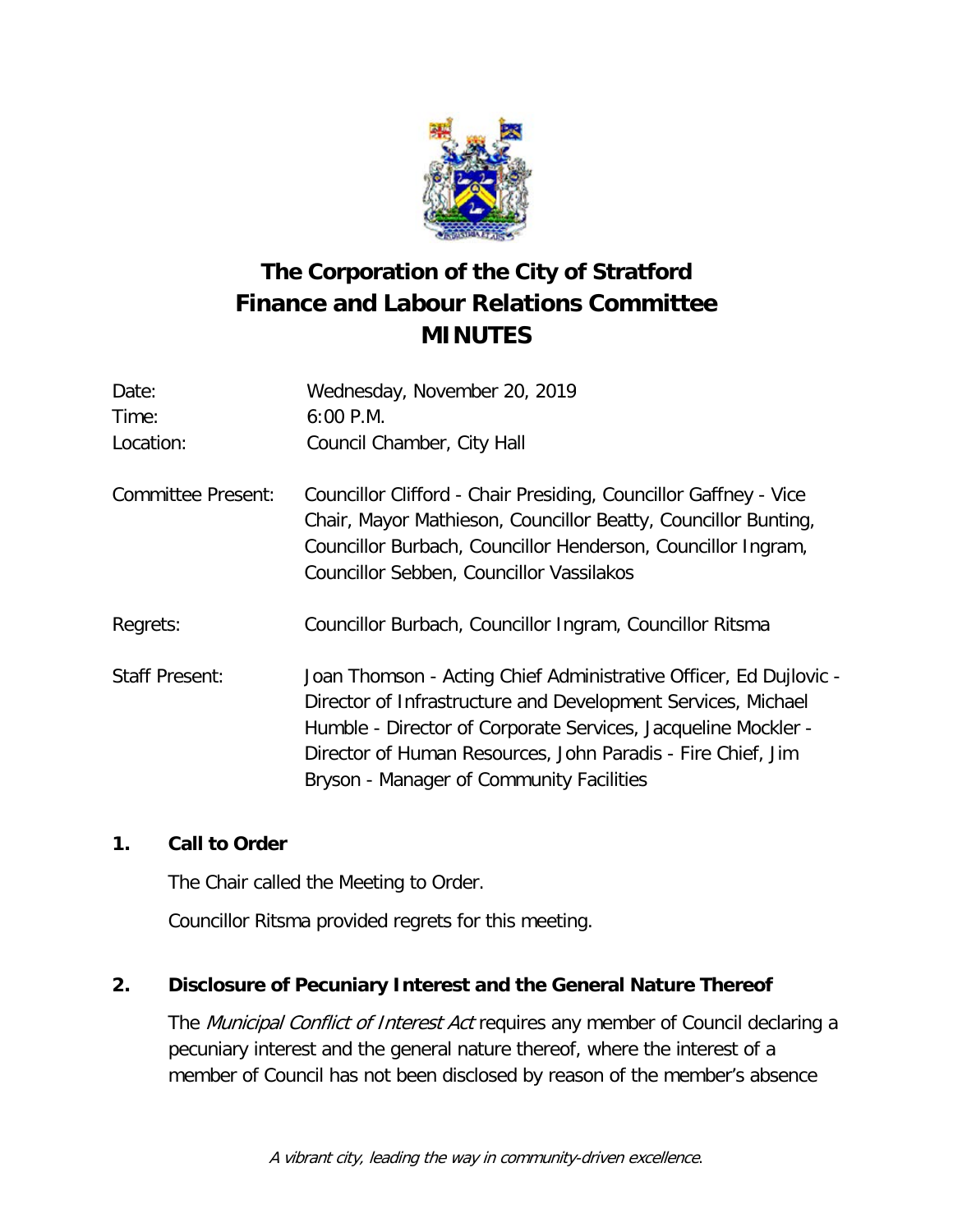# The Corporation of the City of Stratford
# Finance and Labour Relations Committee
# MINUTES

Date: Wednesday, November 20, 2019

Time: 6:00 P.M.

Location: Council Chamber, City Hall

Committee Present: Councillor Clifford - Chair Presiding, Councillor Gaffney - Vice Chair, Mayor Mathieson, Councillor Beatty, Councillor Bunting, Councillor Burbach, Councillor Henderson, Councillor Ingram, Councillor Sebben, Councillor Vassilakos

Regrets: Councillor Burbach, Councillor Ingram, Councillor Ritsma

Staff Present: Joan Thomson - Acting Chief Administrative Officer, Ed Dujlovic - Director of Infrastructure and Development Services, Michael Humble - Director of Corporate Services, Jacqueline Mockler - Director of Human Resources, John Paradis - Fire Chief, Jim Bryson - Manager of Community Facilities

## 1. Call to Order

The Chair called the Meeting to Order.

Councillor Ritsma provided regrets for this meeting.

## 2. Disclosure of Pecuniary Interest and the General Nature Thereof

The *Municipal Conflict of Interest Act* requires any member of Council declaring a pecuniary interest and the general nature thereof, where the interest of a member of Council has not been disclosed by reason of the member's absence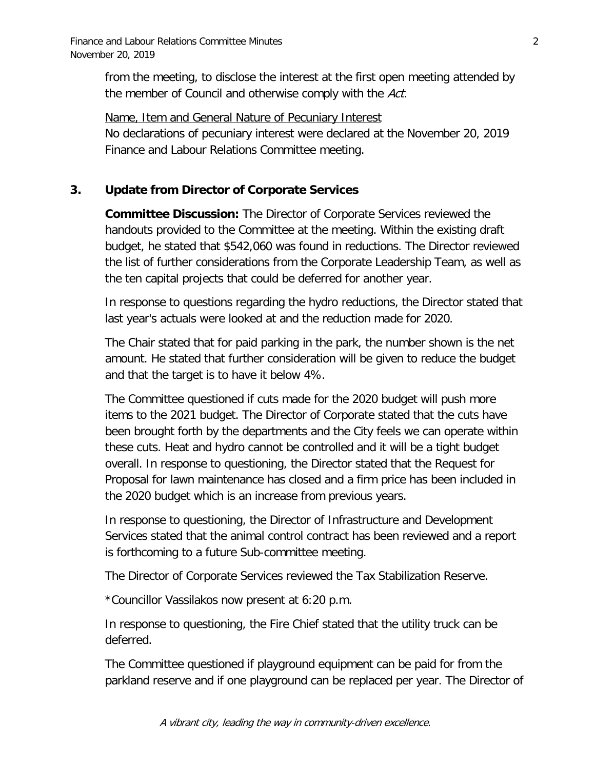from the meeting, to disclose the interest at the first open meeting attended by the member of Council and otherwise comply with the *Act.*

Name, Item and General Nature of Pecuniary Interest
No declarations of pecuniary interest were declared at the November 20, 2019 Finance and Labour Relations Committee meeting.

## 3. Update from Director of Corporate Services

**Committee Discussion:** The Director of Corporate Services reviewed the handouts provided to the Committee at the meeting. Within the existing draft budget, he stated that $542,060 was found in reductions. The Director reviewed the list of further considerations from the Corporate Leadership Team, as well as the ten capital projects that could be deferred for another year.

In response to questions regarding the hydro reductions, the Director stated that last year's actuals were looked at and the reduction made for 2020.

The Chair stated that for paid parking in the park, the number shown is the net amount. He stated that further consideration will be given to reduce the budget and that the target is to have it below 4%.

The Committee questioned if cuts made for the 2020 budget will push more items to the 2021 budget. The Director of Corporate stated that the cuts have been brought forth by the departments and the City feels we can operate within these cuts. Heat and hydro cannot be controlled and it will be a tight budget overall. In response to questioning, the Director stated that the Request for Proposal for lawn maintenance has closed and a firm price has been included in the 2020 budget which is an increase from previous years.

In response to questioning, the Director of Infrastructure and Development Services stated that the animal control contract has been reviewed and a report is forthcoming to a future Sub-committee meeting.

The Director of Corporate Services reviewed the Tax Stabilization Reserve.

*Councillor Vassilakos now present at 6:20 p.m.

In response to questioning, the Fire Chief stated that the utility truck can be deferred.

The Committee questioned if playground equipment can be paid for from the parkland reserve and if one playground can be replaced per year. The Director of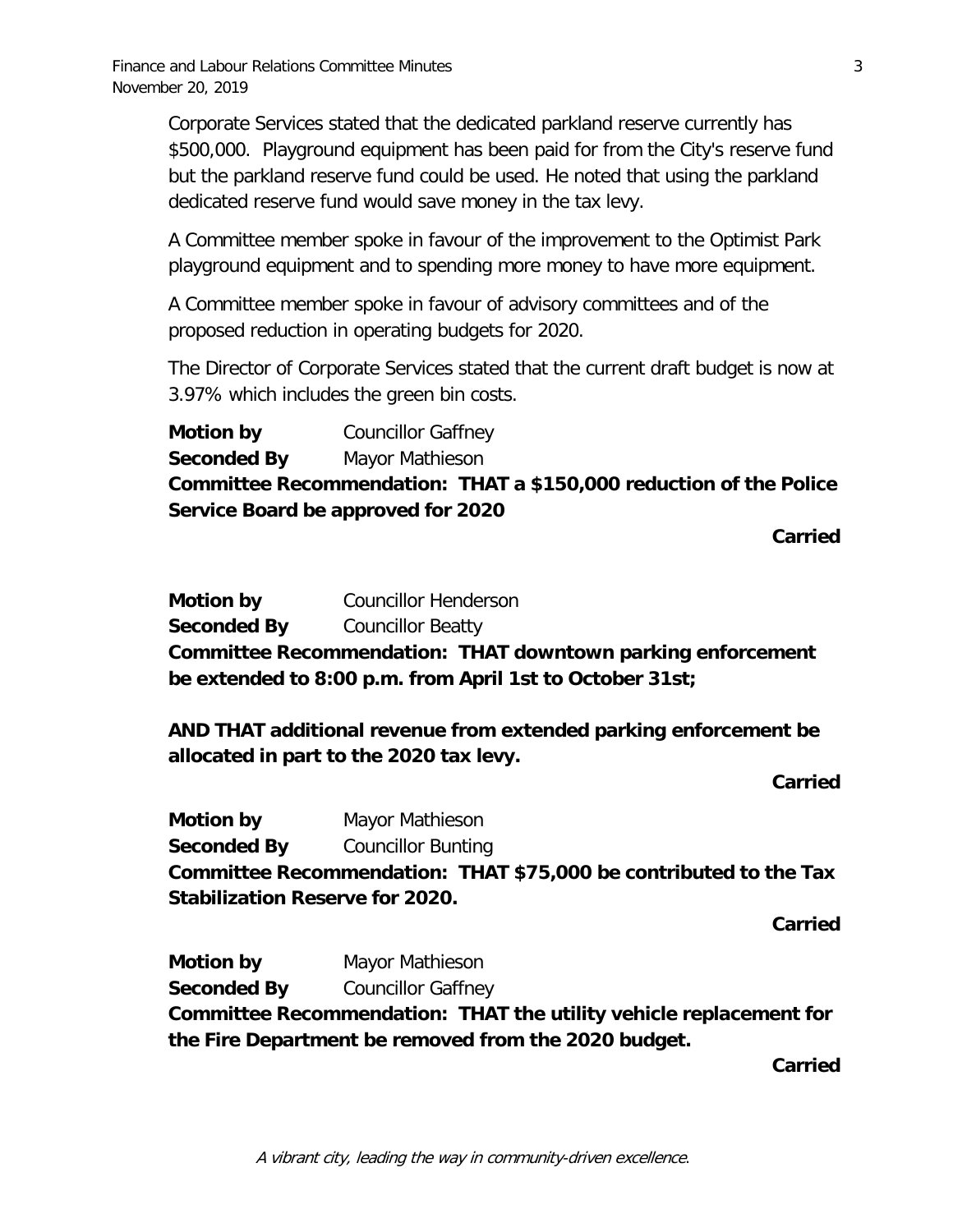Corporate Services stated that the dedicated parkland reserve currently has $500,000. Playground equipment has been paid for from the City's reserve fund but the parkland reserve fund could be used. He noted that using the parkland dedicated reserve fund would save money in the tax levy.

A Committee member spoke in favour of the improvement to the Optimist Park playground equipment and to spending more money to have more equipment.

A Committee member spoke in favour of advisory committees and of the proposed reduction in operating budgets for 2020.

The Director of Corporate Services stated that the current draft budget is now at 3.97% which includes the green bin costs.

**Motion by** Councillor Gaffney
**Seconded By** Mayor Mathieson
**Committee Recommendation: THAT a $150,000 reduction of the Police Service Board be approved for 2020**

**Carried**

**Motion by** Councillor Henderson
**Seconded By** Councillor Beatty
**Committee Recommendation: THAT downtown parking enforcement be extended to 8:00 p.m. from April 1st to October 31st;**

**AND THAT additional revenue from extended parking enforcement be allocated in part to the 2020 tax levy.**

**Carried**

**Motion by** Mayor Mathieson
**Seconded By** Councillor Bunting
**Committee Recommendation: THAT $75,000 be contributed to the Tax Stabilization Reserve for 2020.**

**Carried**

**Motion by** Mayor Mathieson
**Seconded By** Councillor Gaffney
**Committee Recommendation: THAT the utility vehicle replacement for the Fire Department be removed from the 2020 budget.**

**Carried**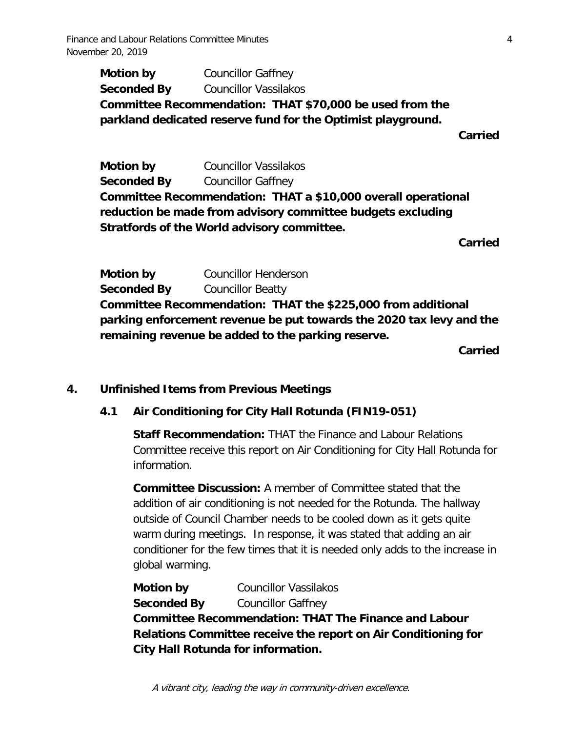**Motion by** Councillor Gaffney
**Seconded By** Councillor Vassilakos
**Committee Recommendation: THAT $70,000 be used from the parkland dedicated reserve fund for the Optimist playground.**

**Carried**

**Motion by** Councillor Vassilakos
**Seconded By** Councillor Gaffney
**Committee Recommendation: THAT a $10,000 overall operational reduction be made from advisory committee budgets excluding Stratfords of the World advisory committee.**

**Carried**

**Motion by** Councillor Henderson
**Seconded By** Councillor Beatty
**Committee Recommendation: THAT the $225,000 from additional parking enforcement revenue be put towards the 2020 tax levy and the remaining revenue be added to the parking reserve.**

**Carried**

## 4. Unfinished Items from Previous Meetings

### 4.1 Air Conditioning for City Hall Rotunda (FIN19-051)

**Staff Recommendation:** THAT the Finance and Labour Relations Committee receive this report on Air Conditioning for City Hall Rotunda for information.

**Committee Discussion:** A member of Committee stated that the addition of air conditioning is not needed for the Rotunda. The hallway outside of Council Chamber needs to be cooled down as it gets quite warm during meetings. In response, it was stated that adding an air conditioner for the few times that it is needed only adds to the increase in global warming.

**Motion by** Councillor Vassilakos
**Seconded By** Councillor Gaffney
**Committee Recommendation: THAT The Finance and Labour Relations Committee receive the report on Air Conditioning for City Hall Rotunda for information.**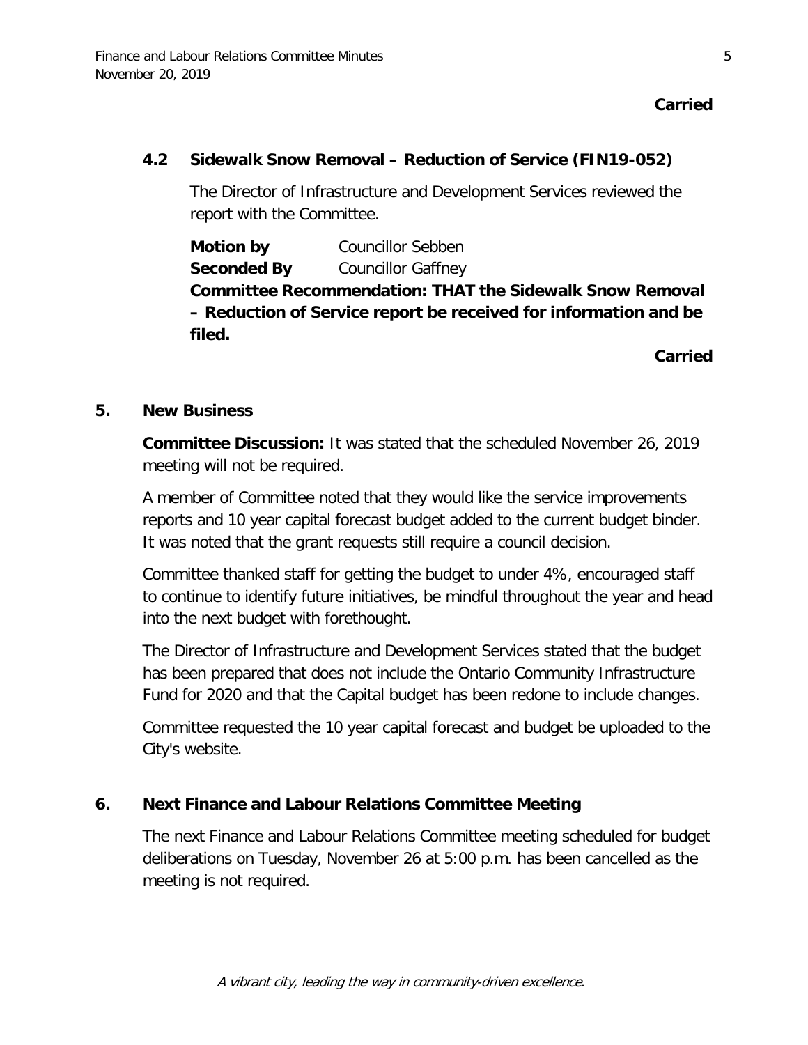**Carried**

### 4.2 Sidewalk Snow Removal – Reduction of Service (FIN19-052)

The Director of Infrastructure and Development Services reviewed the report with the Committee.

**Motion by** Councillor Sebben
**Seconded By** Councillor Gaffney
**Committee Recommendation: THAT the Sidewalk Snow Removal – Reduction of Service report be received for information and be filed.**

**Carried**

## 5. New Business

**Committee Discussion:** It was stated that the scheduled November 26, 2019 meeting will not be required.

A member of Committee noted that they would like the service improvements reports and 10 year capital forecast budget added to the current budget binder. It was noted that the grant requests still require a council decision.

Committee thanked staff for getting the budget to under 4%, encouraged staff to continue to identify future initiatives, be mindful throughout the year and head into the next budget with forethought.

The Director of Infrastructure and Development Services stated that the budget has been prepared that does not include the Ontario Community Infrastructure Fund for 2020 and that the Capital budget has been redone to include changes.

Committee requested the 10 year capital forecast and budget be uploaded to the City's website.

## 6. Next Finance and Labour Relations Committee Meeting

The next Finance and Labour Relations Committee meeting scheduled for budget deliberations on Tuesday, November 26 at 5:00 p.m. has been cancelled as the meeting is not required.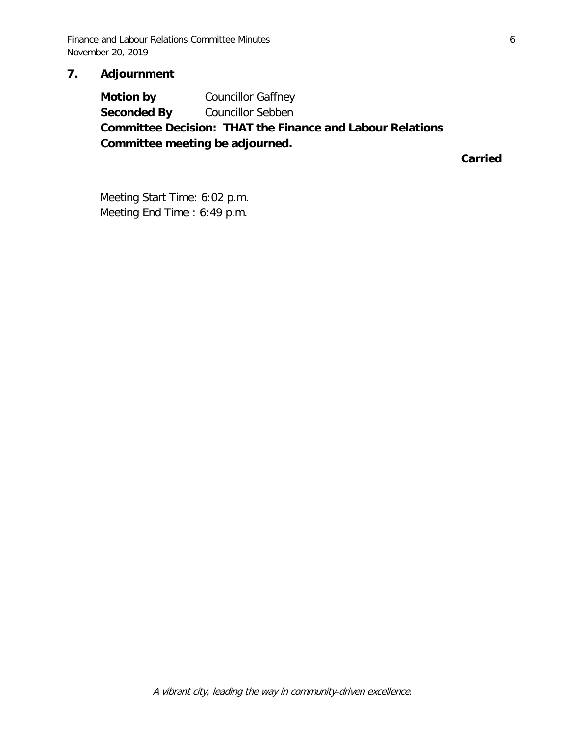## 7. Adjournment

**Motion by** Councillor Gaffney
**Seconded By** Councillor Sebben
**Committee Decision: THAT the Finance and Labour Relations Committee meeting be adjourned.**

**Carried**

Meeting Start Time: 6:02 p.m.
Meeting End Time : 6:49 p.m.